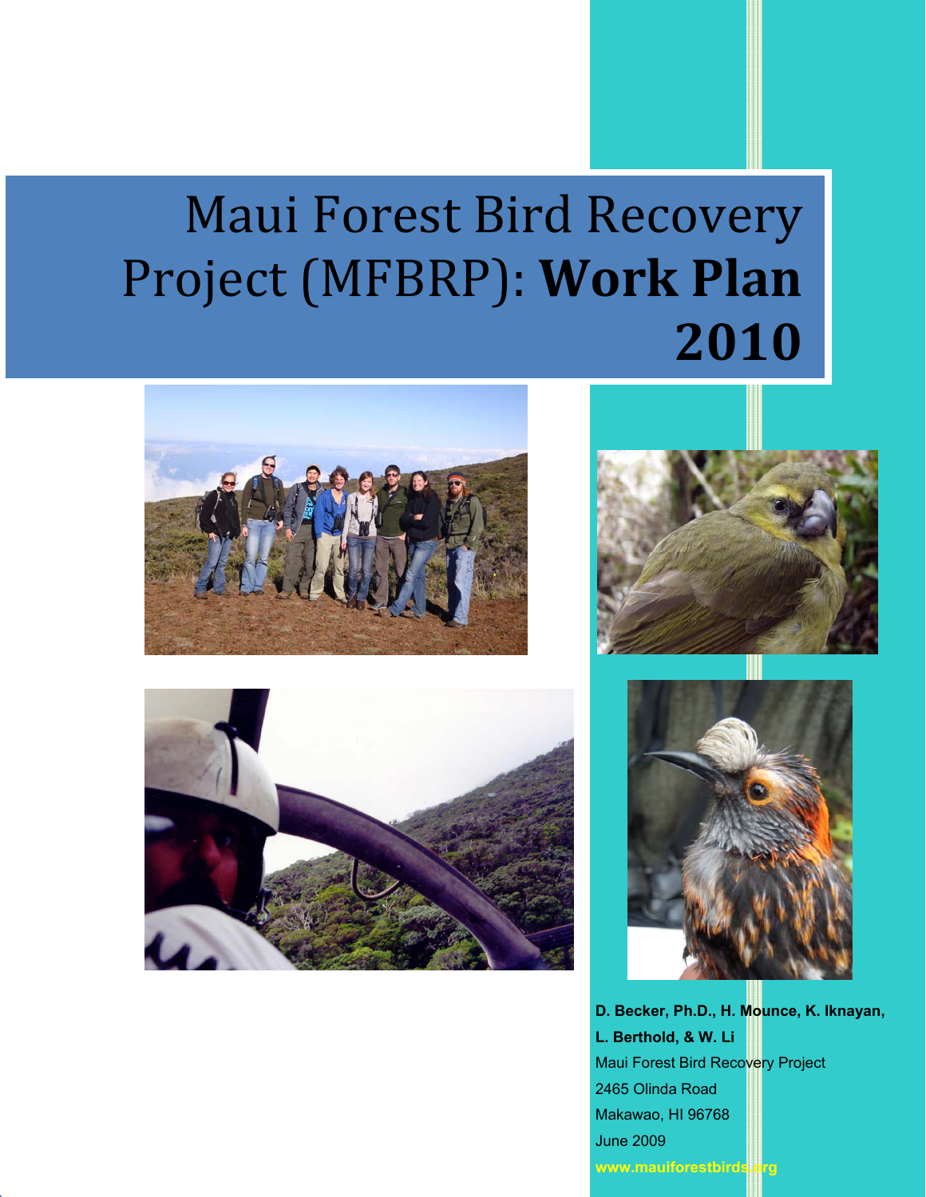# Maui Forest Bird Recovery Project (MFBRP): **Work Plan 2010**

**D. Becker, Ph.D., H. Mounce, K. Iknayan, L. Berthold, & W. Li**

Maui Forest Bird Recovery Project
2465 Olinda Road
Makawao, HI 96768
June 2009

**www.mauiforestbirds.org**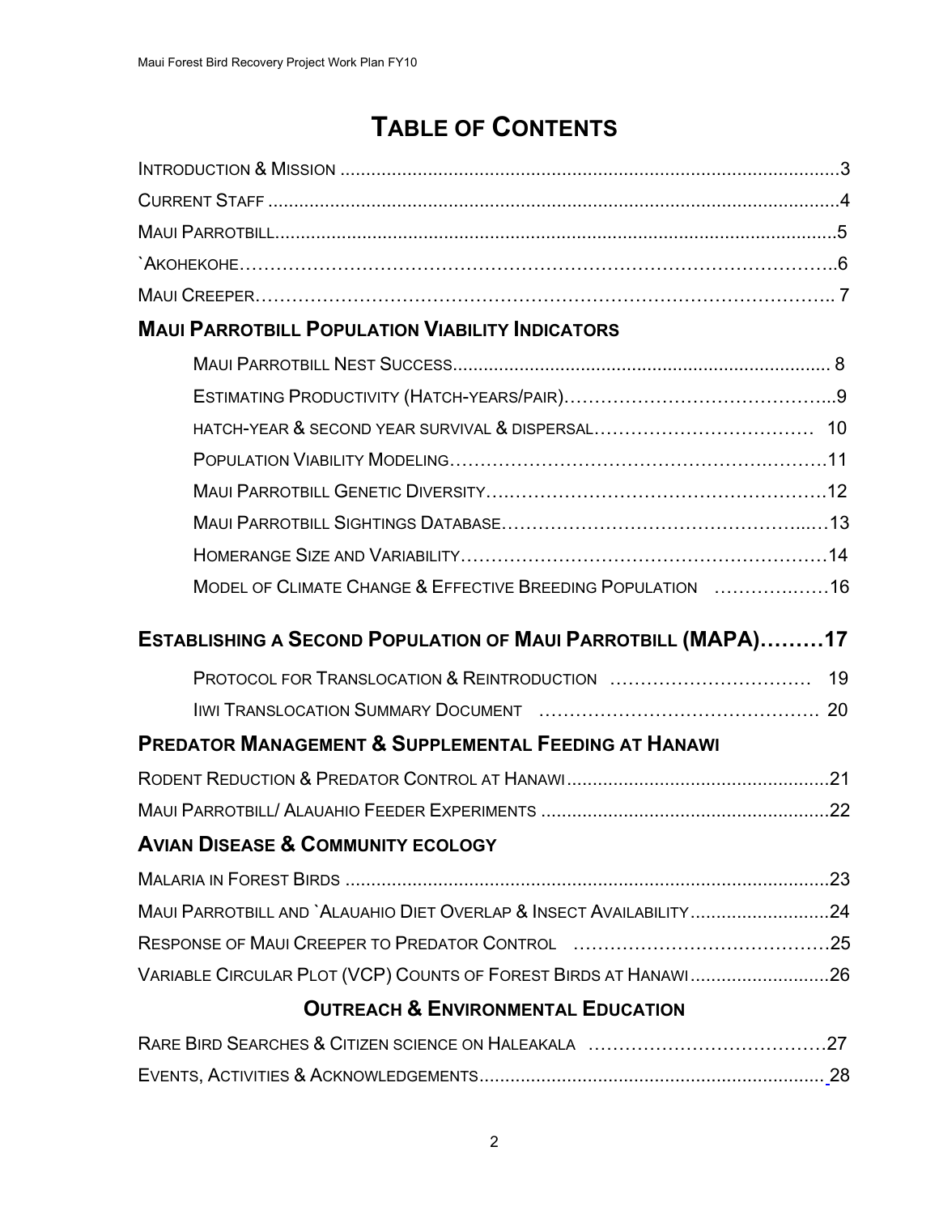# Table of Contents

Introduction & Mission ..... 3

Current Staff ..... 4

Maui Parrotbill ..... 5

`Akohekohe ..... 6

Maui Creeper ..... 7

## Maui Parrotbill Population Viability Indicators

- Maui Parrotbill Nest Success ..... 8
- Estimating Productivity (Hatch-years/pair) ..... 9
- hatch-year & second year survival & dispersal ..... 10
- Population Viability Modeling ..... 11
- Maui Parrotbill Genetic Diversity ..... 12
- Maui Parrotbill Sightings Database ..... 13
- Homerange Size and Variability ..... 14
- Model of Climate Change & Effective Breeding Population ..... 16

## Establishing a Second Population of Maui Parrotbill (MAPA) ..... 17

- Protocol for Translocation & Reintroduction ..... 19
- Iiwi Translocation Summary Document ..... 20

## Predator Management & Supplemental Feeding at Hanawi

Rodent Reduction & Predator Control at Hanawi ..... 21

Maui Parrotbill/ Alauahio Feeder Experiments ..... 22

## Avian Disease & Community ecology

Malaria in Forest Birds ..... 23

Maui Parrotbill and `Alauahio Diet Overlap & Insect Availability ..... 24

Response of Maui Creeper to Predator Control ..... 25

Variable Circular Plot (VCP) Counts of Forest Birds at Hanawi ..... 26

## Outreach & Environmental Education

Rare Bird Searches & Citizen science on Haleakala ..... 27

Events, Activities & Acknowledgements ..... 28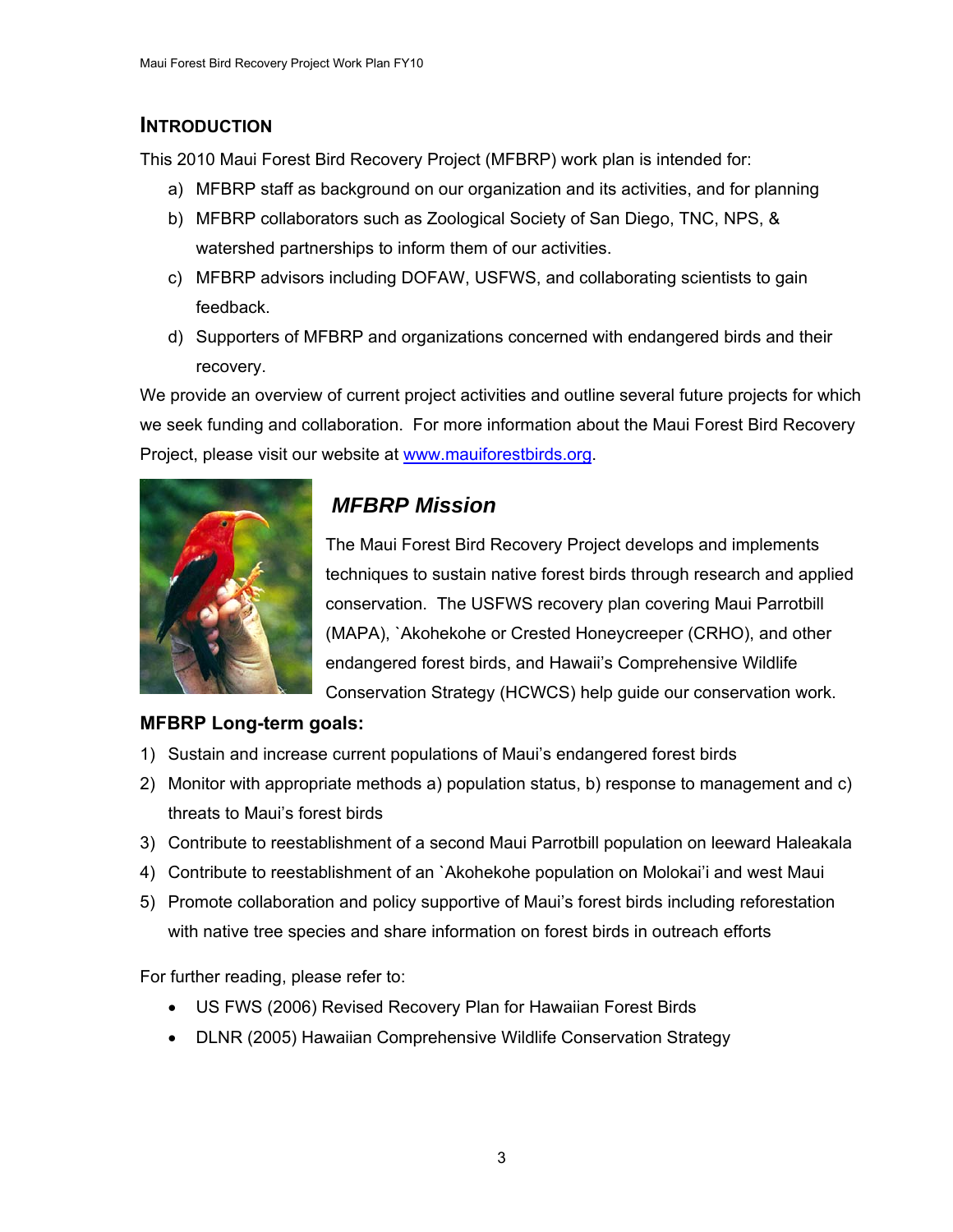## INTRODUCTION

This 2010 Maui Forest Bird Recovery Project (MFBRP) work plan is intended for:

a) MFBRP staff as background on our organization and its activities, and for planning
b) MFBRP collaborators such as Zoological Society of San Diego, TNC, NPS, & watershed partnerships to inform them of our activities.
c) MFBRP advisors including DOFAW, USFWS, and collaborating scientists to gain feedback.
d) Supporters of MFBRP and organizations concerned with endangered birds and their recovery.

We provide an overview of current project activities and outline several future projects for which we seek funding and collaboration. For more information about the Maui Forest Bird Recovery Project, please visit our website at www.mauiforestbirds.org.

### *MFBRP Mission*

The Maui Forest Bird Recovery Project develops and implements techniques to sustain native forest birds through research and applied conservation. The USFWS recovery plan covering Maui Parrotbill (MAPA), `Akohekohe or Crested Honeycreeper (CRHO), and other endangered forest birds, and Hawaii's Comprehensive Wildlife Conservation Strategy (HCWCS) help guide our conservation work.

**MFBRP Long-term goals:**

1) Sustain and increase current populations of Maui's endangered forest birds
2) Monitor with appropriate methods a) population status, b) response to management and c) threats to Maui's forest birds
3) Contribute to reestablishment of a second Maui Parrotbill population on leeward Haleakala
4) Contribute to reestablishment of an `Akohekohe population on Molokai'i and west Maui
5) Promote collaboration and policy supportive of Maui's forest birds including reforestation with native tree species and share information on forest birds in outreach efforts

For further reading, please refer to:

- US FWS (2006) Revised Recovery Plan for Hawaiian Forest Birds
- DLNR (2005) Hawaiian Comprehensive Wildlife Conservation Strategy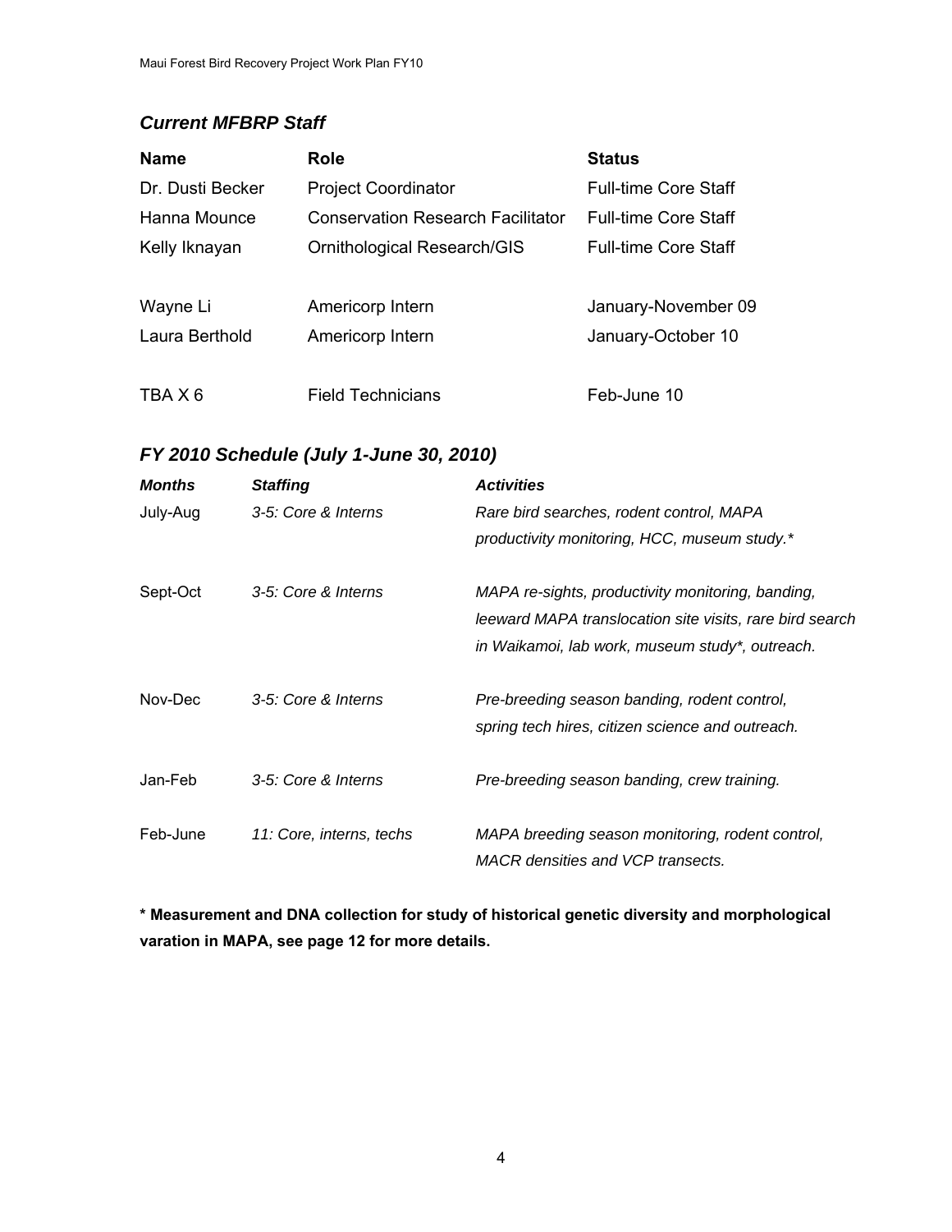## *Current MFBRP Staff*

| Name | Role | Status |
|---|---|---|
| Dr. Dusti Becker | Project Coordinator | Full-time Core Staff |
| Hanna Mounce | Conservation Research Facilitator | Full-time Core Staff |
| Kelly Iknayan | Ornithological Research/GIS | Full-time Core Staff |
| Wayne Li | Americorp Intern | January-November 09 |
| Laura Berthold | Americorp Intern | January-October 10 |
| TBA X 6 | Field Technicians | Feb-June 10 |

## *FY 2010 Schedule (July 1-June 30, 2010)*

| ***Months*** | ***Staffing*** | ***Activities*** |
|---|---|---|
| July-Aug | *3-5: Core & Interns* | *Rare bird searches, rodent control, MAPA productivity monitoring, HCC, museum study.** |
| Sept-Oct | *3-5: Core & Interns* | *MAPA re-sights, productivity monitoring, banding, leeward MAPA translocation site visits, rare bird search in Waikamoi, lab work, museum study*, outreach.* |
| Nov-Dec | *3-5: Core & Interns* | *Pre-breeding season banding, rodent control, spring tech hires, citizen science and outreach.* |
| Jan-Feb | *3-5: Core & Interns* | *Pre-breeding season banding, crew training.* |
| Feb-June | *11: Core, interns, techs* | *MAPA breeding season monitoring, rodent control, MACR densities and VCP transects.* |

**\* Measurement and DNA collection for study of historical genetic diversity and morphological varation in MAPA, see page 12 for more details.**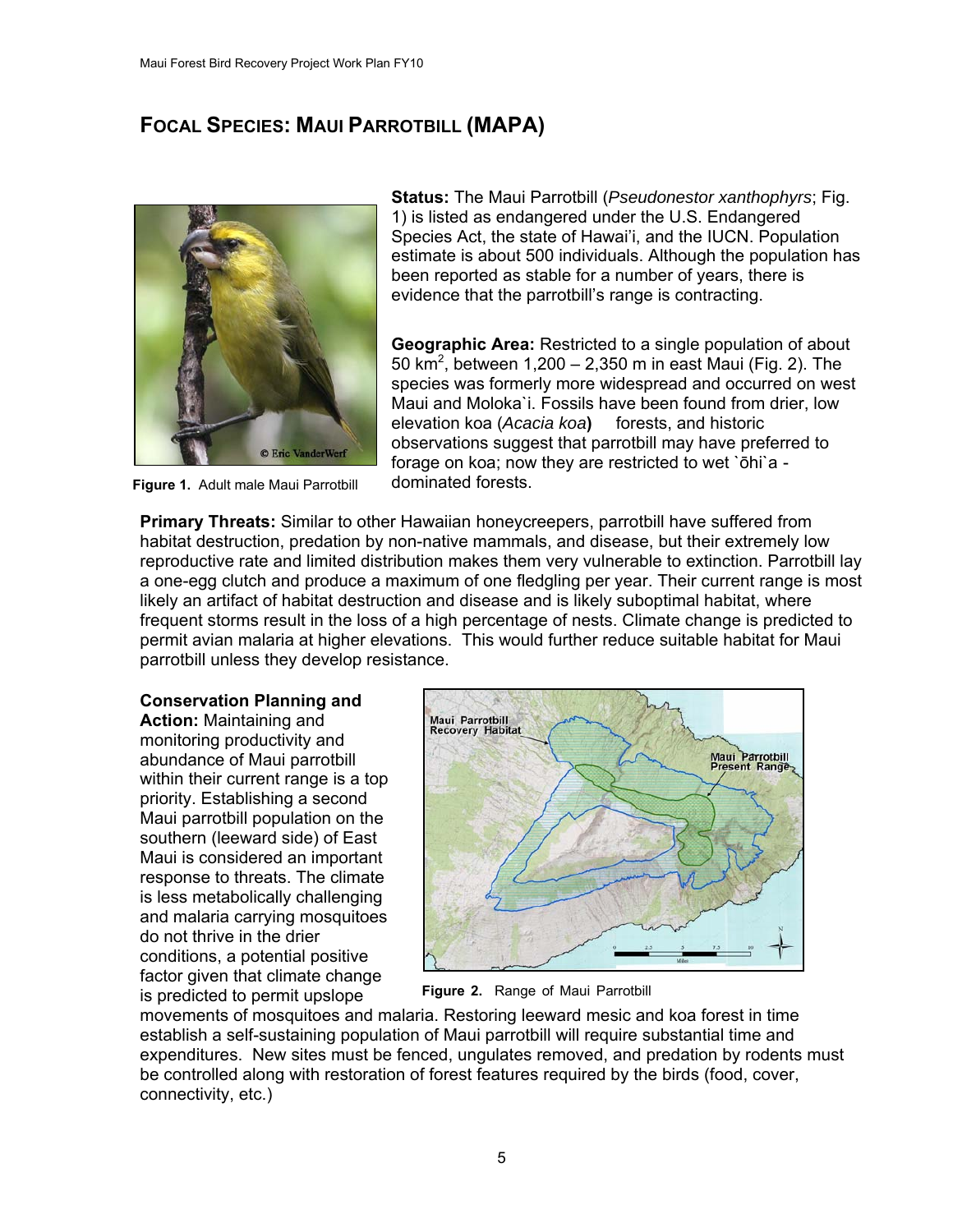## FOCAL SPECIES: MAUI PARROTBILL (MAPA)

Figure 1. Adult male Maui Parrotbill

**Status:** The Maui Parrotbill (*Pseudonestor xanthophyrs*; Fig. 1) is listed as endangered under the U.S. Endangered Species Act, the state of Hawai'i, and the IUCN. Population estimate is about 500 individuals. Although the population has been reported as stable for a number of years, there is evidence that the parrotbill's range is contracting.

**Geographic Area:** Restricted to a single population of about 50 km$^2$, between 1,200 – 2,350 m in east Maui (Fig. 2). The species was formerly more widespread and occurred on west Maui and Moloka`i. Fossils have been found from drier, low elevation koa (*Acacia koa***)** forests, and historic observations suggest that parrotbill may have preferred to forage on koa; now they are restricted to wet `ōhi`a -dominated forests.

**Primary Threats:** Similar to other Hawaiian honeycreepers, parrotbill have suffered from habitat destruction, predation by non-native mammals, and disease, but their extremely low reproductive rate and limited distribution makes them very vulnerable to extinction. Parrotbill lay a one-egg clutch and produce a maximum of one fledgling per year. Their current range is most likely an artifact of habitat destruction and disease and is likely suboptimal habitat, where frequent storms result in the loss of a high percentage of nests. Climate change is predicted to permit avian malaria at higher elevations. This would further reduce suitable habitat for Maui parrotbill unless they develop resistance.

**Conservation Planning and Action:** Maintaining and monitoring productivity and abundance of Maui parrotbill within their current range is a top priority. Establishing a second Maui parrotbill population on the southern (leeward side) of East Maui is considered an important response to threats. The climate is less metabolically challenging and malaria carrying mosquitoes do not thrive in the drier conditions, a potential positive factor given that climate change is predicted to permit upslope movements of mosquitoes and malaria. Restoring leeward mesic and koa forest in time establish a self-sustaining population of Maui parrotbill will require substantial time and expenditures. New sites must be fenced, ungulates removed, and predation by rodents must be controlled along with restoration of forest features required by the birds (food, cover, connectivity, etc.)

Figure 2. Range of Maui Parrotbill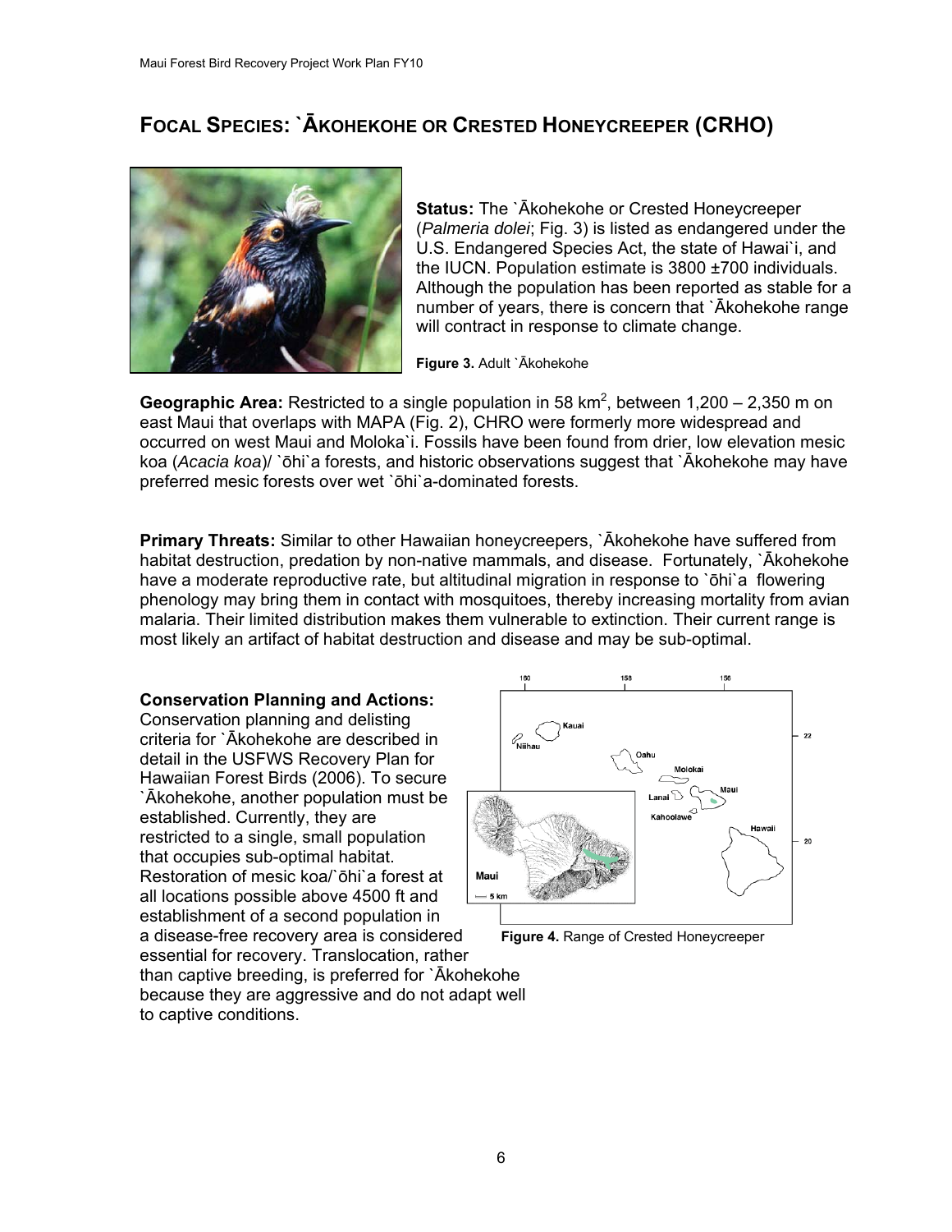# Focal Species: `Ākohekohe or Crested Honeycreeper (CRHO)

**Status:** The `Ākohekohe or Crested Honeycreeper (*Palmeria dolei*; Fig. 3) is listed as endangered under the U.S. Endangered Species Act, the state of Hawai`i, and the IUCN. Population estimate is 3800 ±700 individuals. Although the population has been reported as stable for a number of years, there is concern that `Ākohekohe range will contract in response to climate change.

**Figure 3.** Adult `Ākohekohe

**Geographic Area:** Restricted to a single population in 58 km$^2$, between 1,200 – 2,350 m on east Maui that overlaps with MAPA (Fig. 2), CHRO were formerly more widespread and occurred on west Maui and Moloka`i. Fossils have been found from drier, low elevation mesic koa (*Acacia koa*)/ `ōhi`a forests, and historic observations suggest that `Ākohekohe may have preferred mesic forests over wet `ōhi`a-dominated forests.

**Primary Threats:** Similar to other Hawaiian honeycreepers, `Ākohekohe have suffered from habitat destruction, predation by non-native mammals, and disease. Fortunately, `Ākohekohe have a moderate reproductive rate, but altitudinal migration in response to `ōhi`a flowering phenology may bring them in contact with mosquitoes, thereby increasing mortality from avian malaria. Their limited distribution makes them vulnerable to extinction. Their current range is most likely an artifact of habitat destruction and disease and may be sub-optimal.

**Conservation Planning and Actions:** Conservation planning and delisting criteria for `Ākohekohe are described in detail in the USFWS Recovery Plan for Hawaiian Forest Birds (2006). To secure `Ākohekohe, another population must be established. Currently, they are restricted to a single, small population that occupies sub-optimal habitat. Restoration of mesic koa/`ōhi`a forest at all locations possible above 4500 ft and establishment of a second population in a disease-free recovery area is considered essential for recovery. Translocation, rather than captive breeding, is preferred for `Ākohekohe because they are aggressive and do not adapt well to captive conditions.

**Figure 4.** Range of Crested Honeycreeper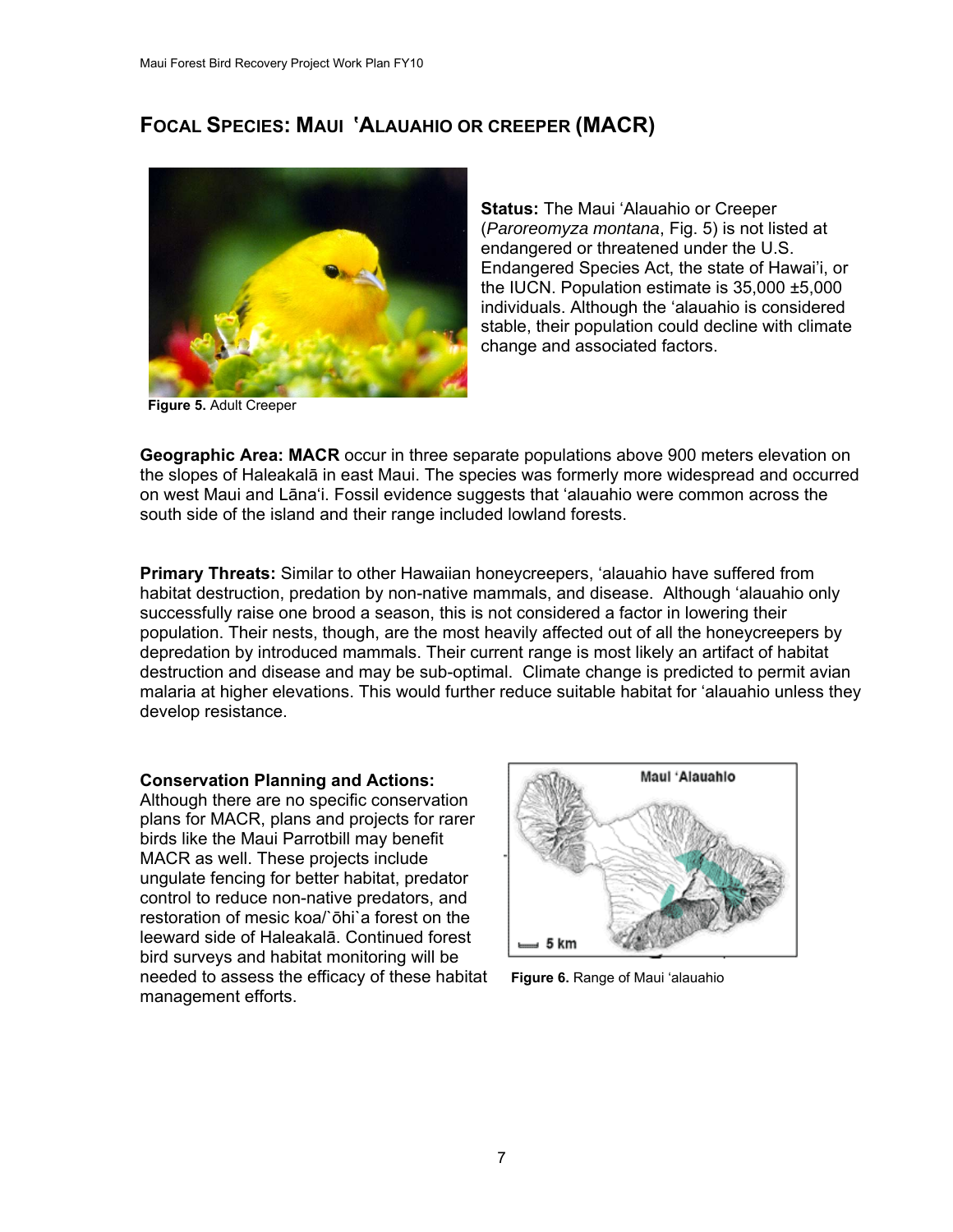## FOCAL SPECIES: MAUI ʻALAUAHIO OR CREEPER (MACR)

**Status:** The Maui ʻAlauahio or Creeper (*Paroreomyza montana*, Fig. 5) is not listed at endangered or threatened under the U.S. Endangered Species Act, the state of Hawaiʻi, or the IUCN. Population estimate is 35,000 ±5,000 individuals. Although the ʻalauahio is considered stable, their population could decline with climate change and associated factors.

**Figure 5.** Adult Creeper

**Geographic Area: MACR** occur in three separate populations above 900 meters elevation on the slopes of Haleakalā in east Maui. The species was formerly more widespread and occurred on west Maui and Lānaʻi. Fossil evidence suggests that ʻalauahio were common across the south side of the island and their range included lowland forests.

**Primary Threats:** Similar to other Hawaiian honeycreepers, ʻalauahio have suffered from habitat destruction, predation by non-native mammals, and disease. Although ʻalauahio only successfully raise one brood a season, this is not considered a factor in lowering their population. Their nests, though, are the most heavily affected out of all the honeycreepers by depredation by introduced mammals. Their current range is most likely an artifact of habitat destruction and disease and may be sub-optimal. Climate change is predicted to permit avian malaria at higher elevations. This would further reduce suitable habitat for ʻalauahio unless they develop resistance.

**Conservation Planning and Actions:**
Although there are no specific conservation plans for MACR, plans and projects for rarer birds like the Maui Parrotbill may benefit MACR as well. These projects include ungulate fencing for better habitat, predator control to reduce non-native predators, and restoration of mesic koa/`ōhi`a forest on the leeward side of Haleakalā. Continued forest bird surveys and habitat monitoring will be needed to assess the efficacy of these habitat management efforts.

**Figure 6.** Range of Maui ʻalauahio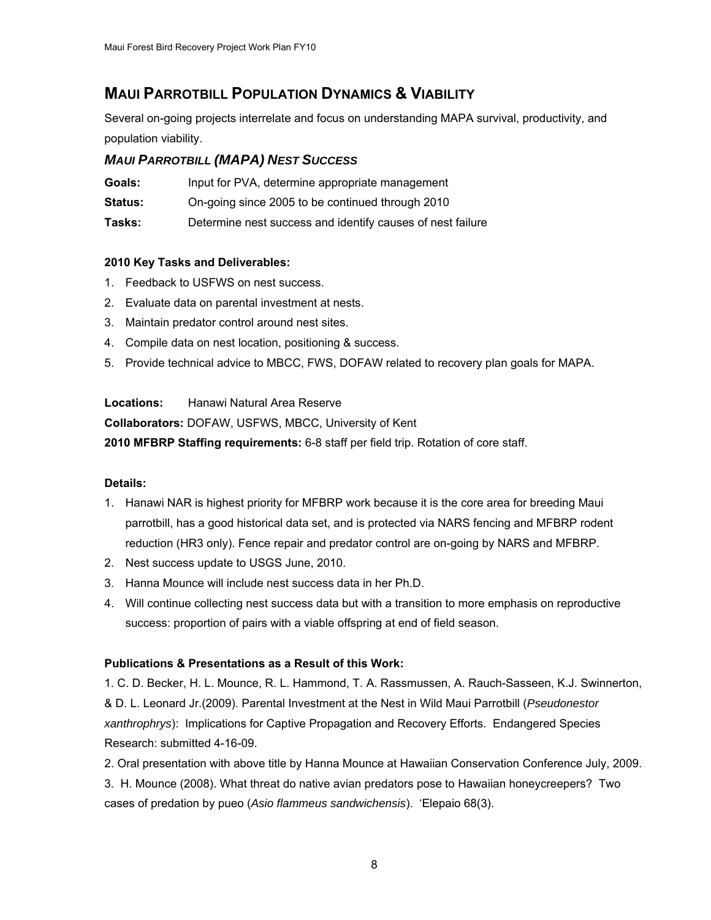## MAUI PARROTBILL POPULATION DYNAMICS & VIABILITY

Several on-going projects interrelate and focus on understanding MAPA survival, productivity, and population viability.

### *MAUI PARROTBILL (MAPA) NEST SUCCESS*

**Goals:** Input for PVA, determine appropriate management

**Status:** On-going since 2005 to be continued through 2010

**Tasks:** Determine nest success and identify causes of nest failure

**2010 Key Tasks and Deliverables:**

1. Feedback to USFWS on nest success.
2. Evaluate data on parental investment at nests.
3. Maintain predator control around nest sites.
4. Compile data on nest location, positioning & success.
5. Provide technical advice to MBCC, FWS, DOFAW related to recovery plan goals for MAPA.

**Locations:** Hanawi Natural Area Reserve

**Collaborators:** DOFAW, USFWS, MBCC, University of Kent

**2010 MFBRP Staffing requirements:** 6-8 staff per field trip. Rotation of core staff.

**Details:**

1. Hanawi NAR is highest priority for MFBRP work because it is the core area for breeding Maui parrotbill, has a good historical data set, and is protected via NARS fencing and MFBRP rodent reduction (HR3 only). Fence repair and predator control are on-going by NARS and MFBRP.
2. Nest success update to USGS June, 2010.
3. Hanna Mounce will include nest success data in her Ph.D.
4. Will continue collecting nest success data but with a transition to more emphasis on reproductive success: proportion of pairs with a viable offspring at end of field season.

**Publications & Presentations as a Result of this Work:**

1. C. D. Becker, H. L. Mounce, R. L. Hammond, T. A. Rassmussen, A. Rauch-Sasseen, K.J. Swinnerton, & D. L. Leonard Jr.(2009). Parental Investment at the Nest in Wild Maui Parrotbill (*Pseudonestor xanthrophrys*): Implications for Captive Propagation and Recovery Efforts. Endangered Species Research: submitted 4-16-09.

2. Oral presentation with above title by Hanna Mounce at Hawaiian Conservation Conference July, 2009.

3. H. Mounce (2008). What threat do native avian predators pose to Hawaiian honeycreepers? Two cases of predation by pueo (*Asio flammeus sandwichensis*). ʻElepaio 68(3).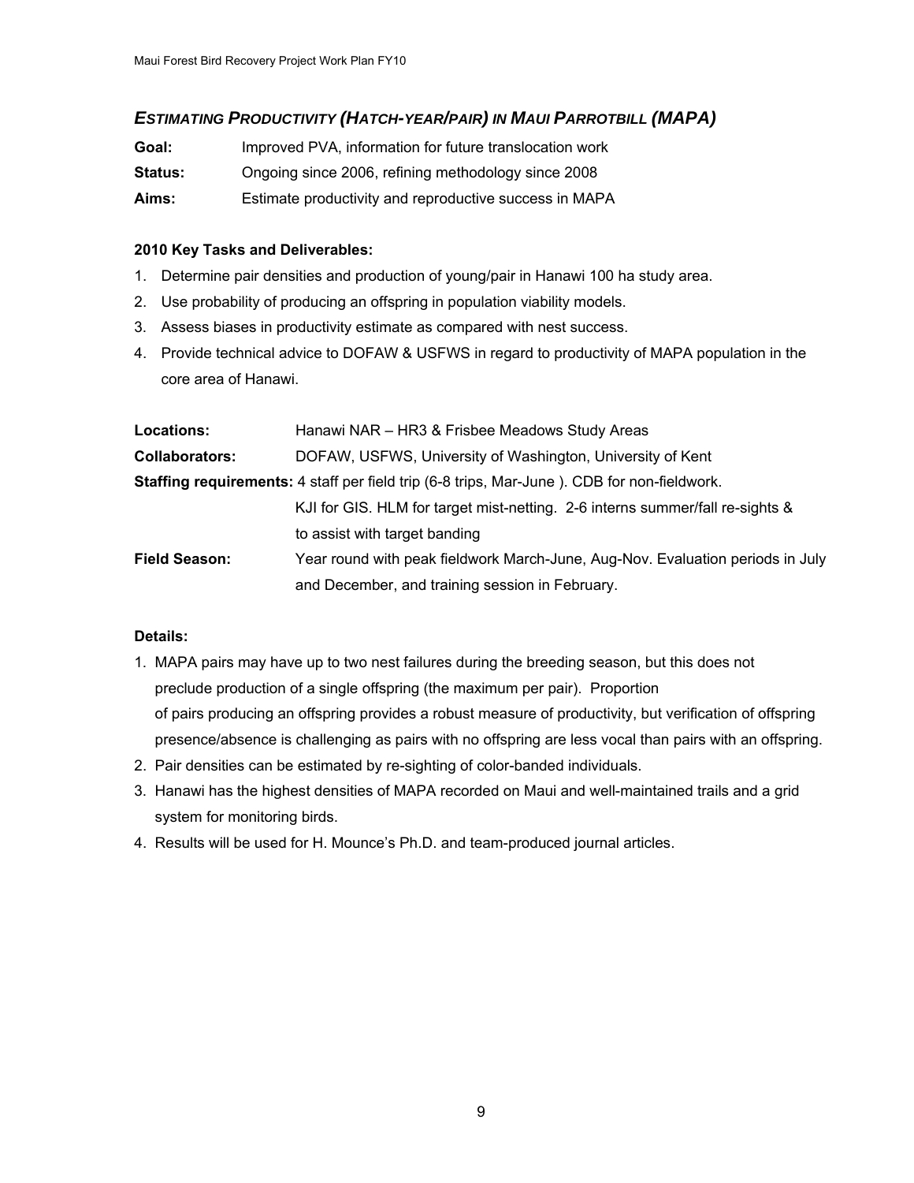## *ESTIMATING PRODUCTIVITY (HATCH-YEAR/PAIR) IN MAUI PARROTBILL (MAPA)*

**Goal:** Improved PVA, information for future translocation work

**Status:** Ongoing since 2006, refining methodology since 2008

**Aims:** Estimate productivity and reproductive success in MAPA

**2010 Key Tasks and Deliverables:**

1. Determine pair densities and production of young/pair in Hanawi 100 ha study area.
2. Use probability of producing an offspring in population viability models.
3. Assess biases in productivity estimate as compared with nest success.
4. Provide technical advice to DOFAW & USFWS in regard to productivity of MAPA population in the core area of Hanawi.

**Locations:** Hanawi NAR – HR3 & Frisbee Meadows Study Areas

**Collaborators:** DOFAW, USFWS, University of Washington, University of Kent

**Staffing requirements:** 4 staff per field trip (6-8 trips, Mar-June ). CDB for non-fieldwork. KJI for GIS. HLM for target mist-netting. 2-6 interns summer/fall re-sights & to assist with target banding

**Field Season:** Year round with peak fieldwork March-June, Aug-Nov. Evaluation periods in July and December, and training session in February.

**Details:**

1. MAPA pairs may have up to two nest failures during the breeding season, but this does not preclude production of a single offspring (the maximum per pair). Proportion of pairs producing an offspring provides a robust measure of productivity, but verification of offspring presence/absence is challenging as pairs with no offspring are less vocal than pairs with an offspring.
2. Pair densities can be estimated by re-sighting of color-banded individuals.
3. Hanawi has the highest densities of MAPA recorded on Maui and well-maintained trails and a grid system for monitoring birds.
4. Results will be used for H. Mounce's Ph.D. and team-produced journal articles.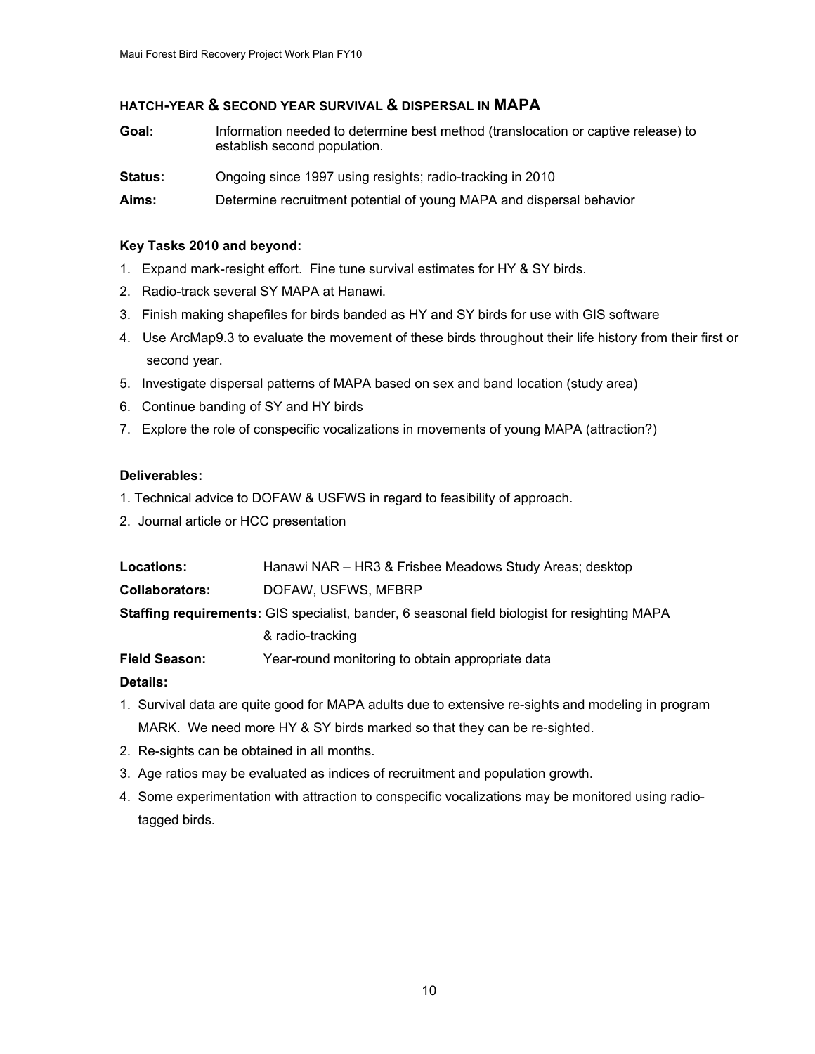## HATCH-YEAR & SECOND YEAR SURVIVAL & DISPERSAL IN MAPA

**Goal:** Information needed to determine best method (translocation or captive release) to establish second population.

**Status:** Ongoing since 1997 using resights; radio-tracking in 2010

**Aims:** Determine recruitment potential of young MAPA and dispersal behavior

**Key Tasks 2010 and beyond:**

1. Expand mark-resight effort. Fine tune survival estimates for HY & SY birds.
2. Radio-track several SY MAPA at Hanawi.
3. Finish making shapefiles for birds banded as HY and SY birds for use with GIS software
4. Use ArcMap9.3 to evaluate the movement of these birds throughout their life history from their first or second year.
5. Investigate dispersal patterns of MAPA based on sex and band location (study area)
6. Continue banding of SY and HY birds
7. Explore the role of conspecific vocalizations in movements of young MAPA (attraction?)

**Deliverables:**

1. Technical advice to DOFAW & USFWS in regard to feasibility of approach.
2. Journal article or HCC presentation

**Locations:** Hanawi NAR – HR3 & Frisbee Meadows Study Areas; desktop

**Collaborators:** DOFAW, USFWS, MFBRP

**Staffing requirements:** GIS specialist, bander, 6 seasonal field biologist for resighting MAPA & radio-tracking

**Field Season:** Year-round monitoring to obtain appropriate data

**Details:**

1. Survival data are quite good for MAPA adults due to extensive re-sights and modeling in program MARK. We need more HY & SY birds marked so that they can be re-sighted.
2. Re-sights can be obtained in all months.
3. Age ratios may be evaluated as indices of recruitment and population growth.
4. Some experimentation with attraction to conspecific vocalizations may be monitored using radio-tagged birds.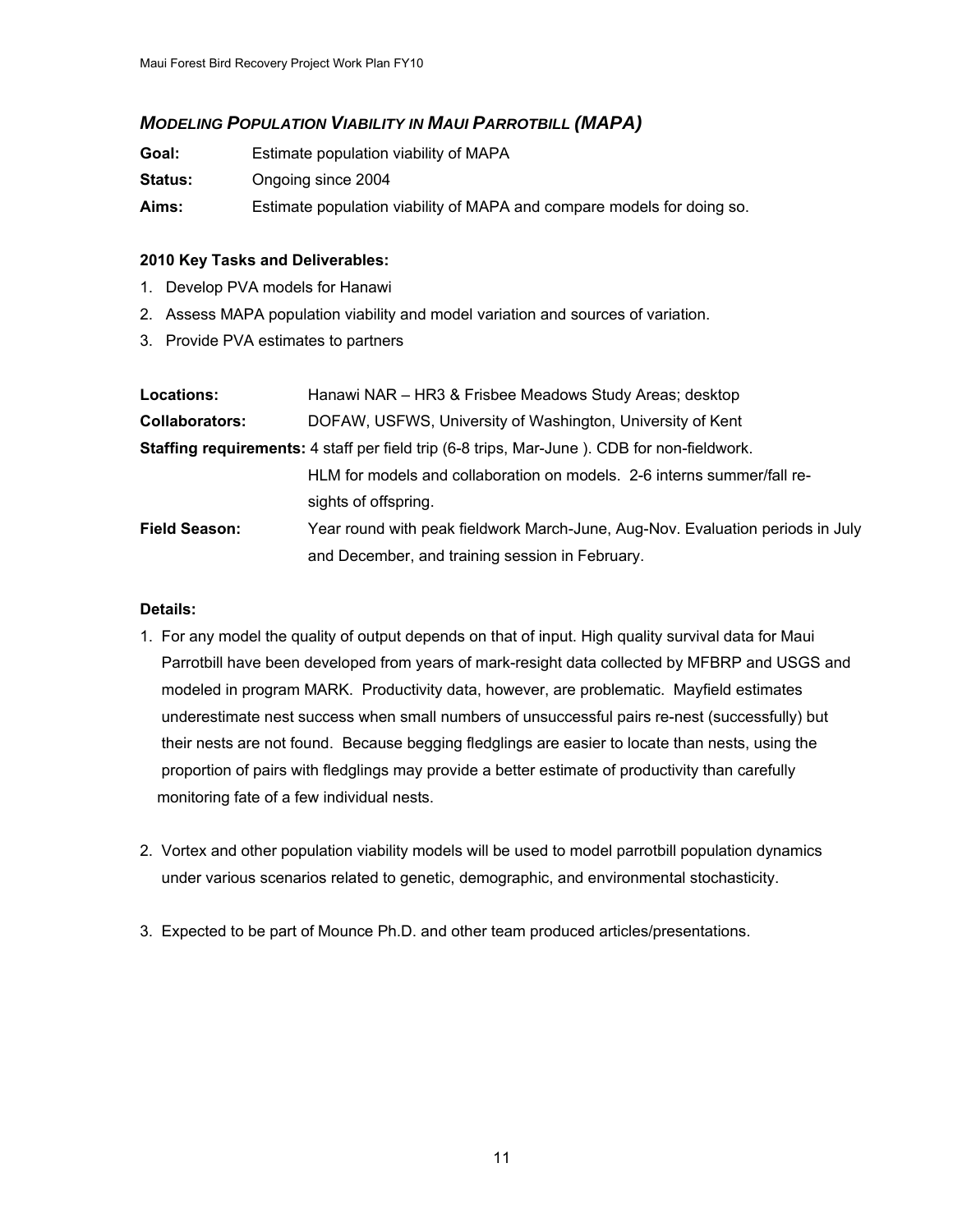## *MODELING POPULATION VIABILITY IN MAUI PARROTBILL (MAPA)*

**Goal:** Estimate population viability of MAPA

**Status:** Ongoing since 2004

**Aims:** Estimate population viability of MAPA and compare models for doing so.

**2010 Key Tasks and Deliverables:**

1. Develop PVA models for Hanawi
2. Assess MAPA population viability and model variation and sources of variation.
3. Provide PVA estimates to partners

**Locations:** Hanawi NAR – HR3 & Frisbee Meadows Study Areas; desktop

**Collaborators:** DOFAW, USFWS, University of Washington, University of Kent

**Staffing requirements:** 4 staff per field trip (6-8 trips, Mar-June ). CDB for non-fieldwork. HLM for models and collaboration on models. 2-6 interns summer/fall re-sights of offspring.

**Field Season:** Year round with peak fieldwork March-June, Aug-Nov. Evaluation periods in July and December, and training session in February.

**Details:**

1. For any model the quality of output depends on that of input. High quality survival data for Maui Parrotbill have been developed from years of mark-resight data collected by MFBRP and USGS and modeled in program MARK. Productivity data, however, are problematic. Mayfield estimates underestimate nest success when small numbers of unsuccessful pairs re-nest (successfully) but their nests are not found. Because begging fledglings are easier to locate than nests, using the proportion of pairs with fledglings may provide a better estimate of productivity than carefully monitoring fate of a few individual nests.

2. Vortex and other population viability models will be used to model parrotbill population dynamics under various scenarios related to genetic, demographic, and environmental stochasticity.

3. Expected to be part of Mounce Ph.D. and other team produced articles/presentations.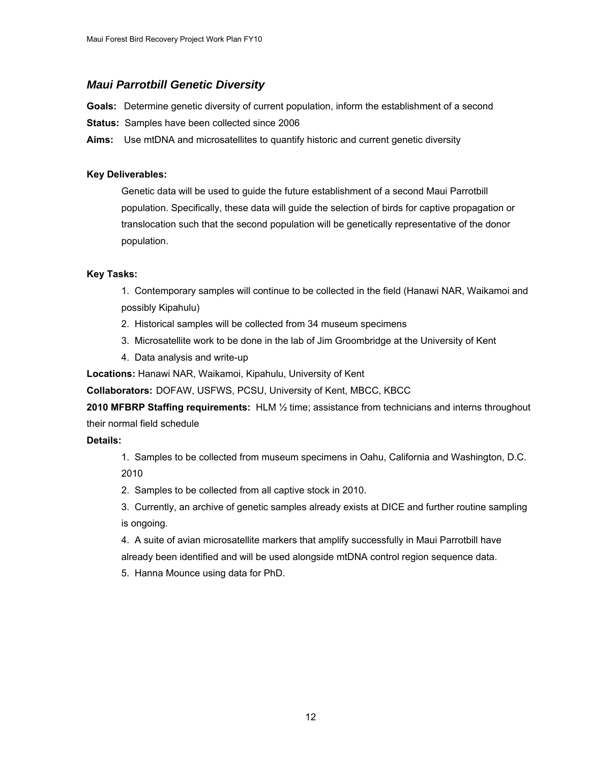### *Maui Parrotbill Genetic Diversity*

**Goals:** Determine genetic diversity of current population, inform the establishment of a second

**Status:** Samples have been collected since 2006

**Aims:** Use mtDNA and microsatellites to quantify historic and current genetic diversity

**Key Deliverables:**

Genetic data will be used to guide the future establishment of a second Maui Parrotbill population. Specifically, these data will guide the selection of birds for captive propagation or translocation such that the second population will be genetically representative of the donor population.

**Key Tasks:**

1. Contemporary samples will continue to be collected in the field (Hanawi NAR, Waikamoi and possibly Kipahulu)
2. Historical samples will be collected from 34 museum specimens
3. Microsatellite work to be done in the lab of Jim Groombridge at the University of Kent
4. Data analysis and write-up

**Locations:** Hanawi NAR, Waikamoi, Kipahulu, University of Kent

**Collaborators:** DOFAW, USFWS, PCSU, University of Kent, MBCC, KBCC

**2010 MFBRP Staffing requirements:** HLM ½ time; assistance from technicians and interns throughout their normal field schedule

**Details:**

1. Samples to be collected from museum specimens in Oahu, California and Washington, D.C. 2010
2. Samples to be collected from all captive stock in 2010.
3. Currently, an archive of genetic samples already exists at DICE and further routine sampling is ongoing.
4. A suite of avian microsatellite markers that amplify successfully in Maui Parrotbill have already been identified and will be used alongside mtDNA control region sequence data.
5. Hanna Mounce using data for PhD.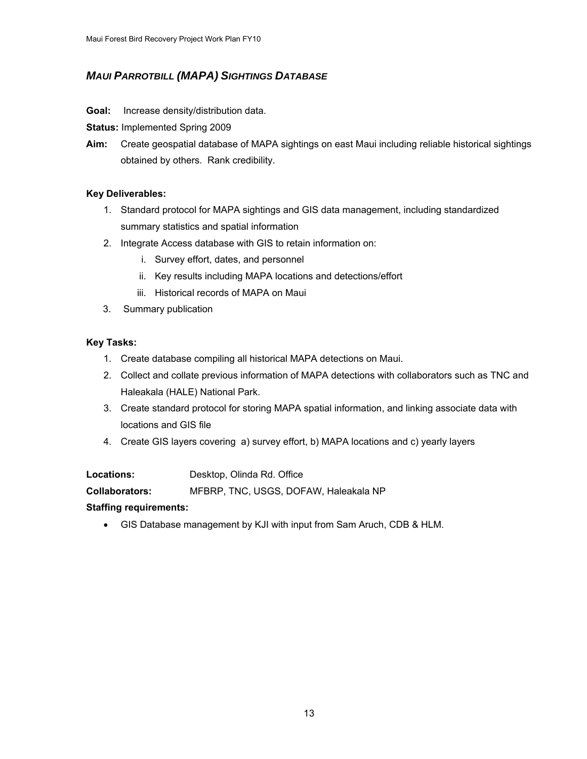## *MAUI PARROTBILL (MAPA) SIGHTINGS DATABASE*

**Goal:** Increase density/distribution data.

**Status:** Implemented Spring 2009

**Aim:** Create geospatial database of MAPA sightings on east Maui including reliable historical sightings obtained by others. Rank credibility.

**Key Deliverables:**

1. Standard protocol for MAPA sightings and GIS data management, including standardized summary statistics and spatial information
2. Integrate Access database with GIS to retain information on:
   - i. Survey effort, dates, and personnel
   - ii. Key results including MAPA locations and detections/effort
   - iii. Historical records of MAPA on Maui
3. Summary publication

**Key Tasks:**

1. Create database compiling all historical MAPA detections on Maui.
2. Collect and collate previous information of MAPA detections with collaborators such as TNC and Haleakala (HALE) National Park.
3. Create standard protocol for storing MAPA spatial information, and linking associate data with locations and GIS file
4. Create GIS layers covering a) survey effort, b) MAPA locations and c) yearly layers

**Locations:** Desktop, Olinda Rd. Office

**Collaborators:** MFBRP, TNC, USGS, DOFAW, Haleakala NP

**Staffing requirements:**

- GIS Database management by KJI with input from Sam Aruch, CDB & HLM.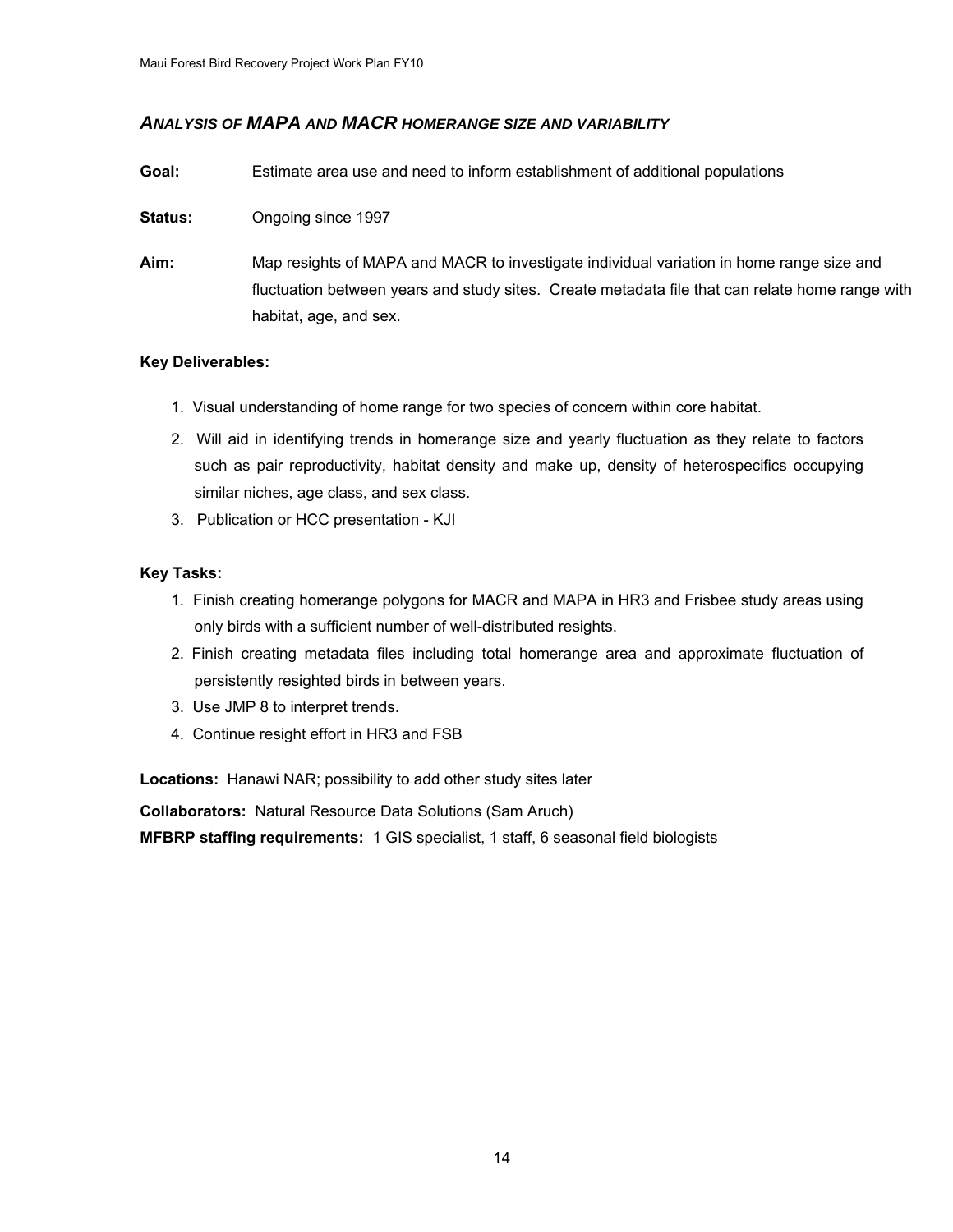## *ANALYSIS OF MAPA AND MACR HOMERANGE SIZE AND VARIABILITY*

**Goal:** Estimate area use and need to inform establishment of additional populations

**Status:** Ongoing since 1997

**Aim:** Map resights of MAPA and MACR to investigate individual variation in home range size and fluctuation between years and study sites. Create metadata file that can relate home range with habitat, age, and sex.

**Key Deliverables:**

1. Visual understanding of home range for two species of concern within core habitat.
2. Will aid in identifying trends in homerange size and yearly fluctuation as they relate to factors such as pair reproductivity, habitat density and make up, density of heterospecifics occupying similar niches, age class, and sex class.
3. Publication or HCC presentation - KJI

**Key Tasks:**

1. Finish creating homerange polygons for MACR and MAPA in HR3 and Frisbee study areas using only birds with a sufficient number of well-distributed resights.
2. Finish creating metadata files including total homerange area and approximate fluctuation of persistently resighted birds in between years.
3. Use JMP 8 to interpret trends.
4. Continue resight effort in HR3 and FSB

**Locations:** Hanawi NAR; possibility to add other study sites later

**Collaborators:** Natural Resource Data Solutions (Sam Aruch)

**MFBRP staffing requirements:** 1 GIS specialist, 1 staff, 6 seasonal field biologists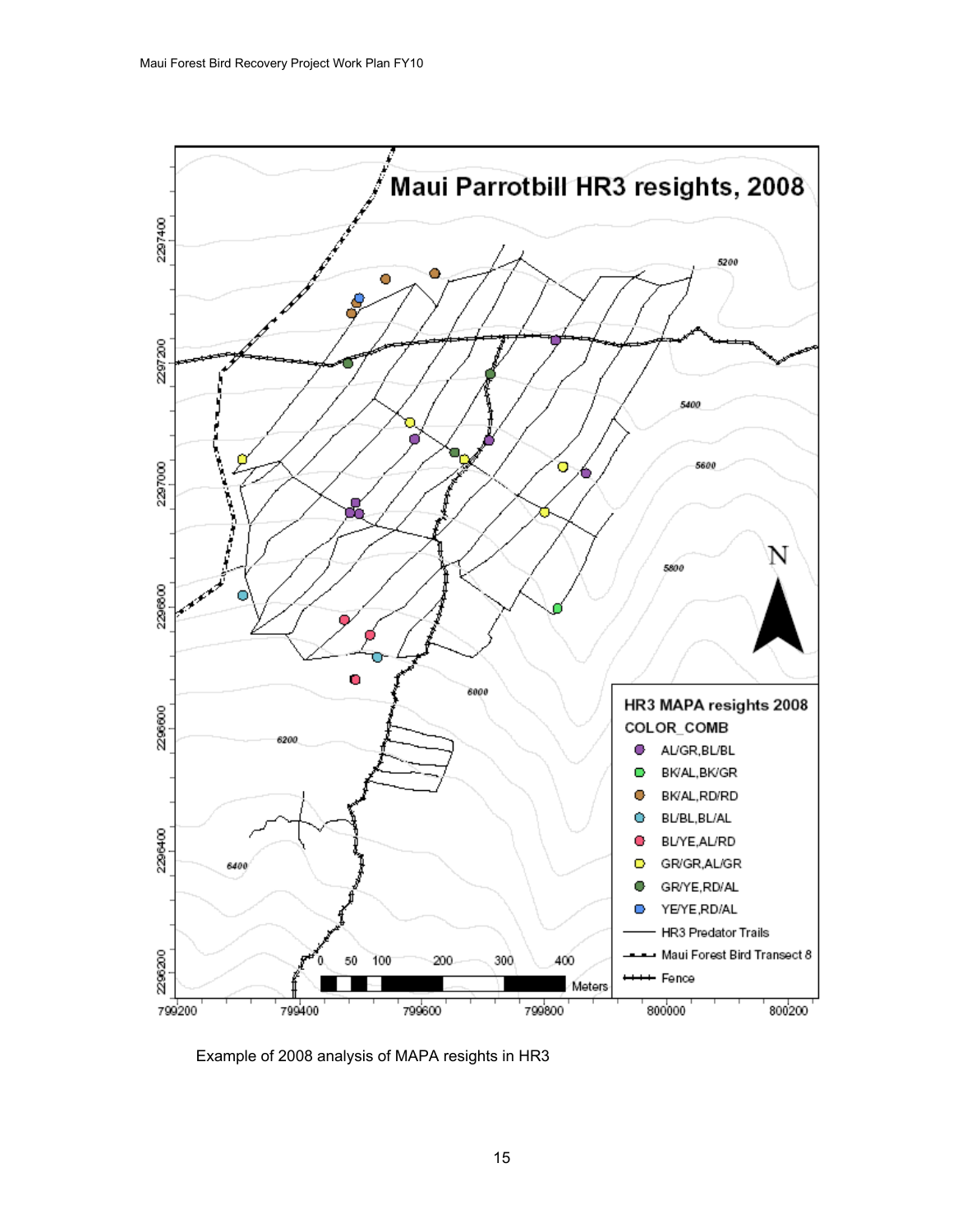**Maui Parrotbill HR3 resights, 2008**

**HR3 MAPA resights 2008**

**COLOR_COMB**

- AL/GR,BL/BL
- BK/AL,BK/GR
- BK/AL,RD/RD
- BL/BL,BL/AL
- BL/YE,AL/RD
- GR/GR,AL/GR
- GR/YE,RD/AL
- YE/YE,RD/AL
- HR3 Predator Trails
- Maui Forest Bird Transect 8
- Fence

Meters: 0, 50, 100, 200, 300, 400

Contours: 5200, 5400, 5600, 5800, 6000, 6200, 6400

Northing: 2296200, 2296400, 2296600, 2296800, 2297000, 2297200, 2297400

Easting: 799200, 799400, 799600, 799800, 800000, 800200

Example of 2008 analysis of MAPA resights in HR3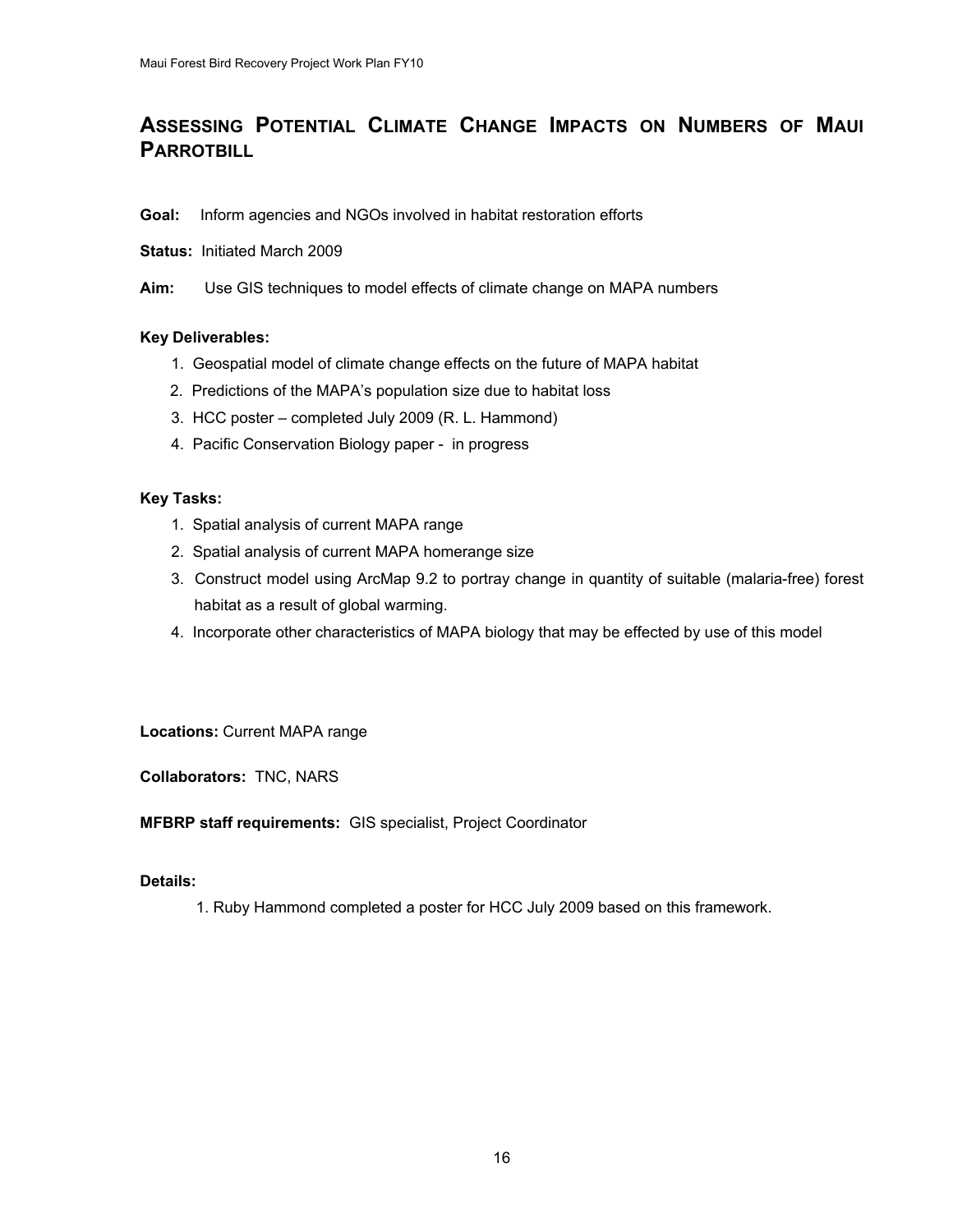## Assessing Potential Climate Change Impacts on Numbers of Maui Parrotbill

**Goal:** Inform agencies and NGOs involved in habitat restoration efforts

**Status:** Initiated March 2009

**Aim:** Use GIS techniques to model effects of climate change on MAPA numbers

**Key Deliverables:**

1. Geospatial model of climate change effects on the future of MAPA habitat
2. Predictions of the MAPA's population size due to habitat loss
3. HCC poster – completed July 2009 (R. L. Hammond)
4. Pacific Conservation Biology paper - in progress

**Key Tasks:**

1. Spatial analysis of current MAPA range
2. Spatial analysis of current MAPA homerange size
3. Construct model using ArcMap 9.2 to portray change in quantity of suitable (malaria-free) forest habitat as a result of global warming.
4. Incorporate other characteristics of MAPA biology that may be effected by use of this model

**Locations:** Current MAPA range

**Collaborators:** TNC, NARS

**MFBRP staff requirements:** GIS specialist, Project Coordinator

**Details:**

1. Ruby Hammond completed a poster for HCC July 2009 based on this framework.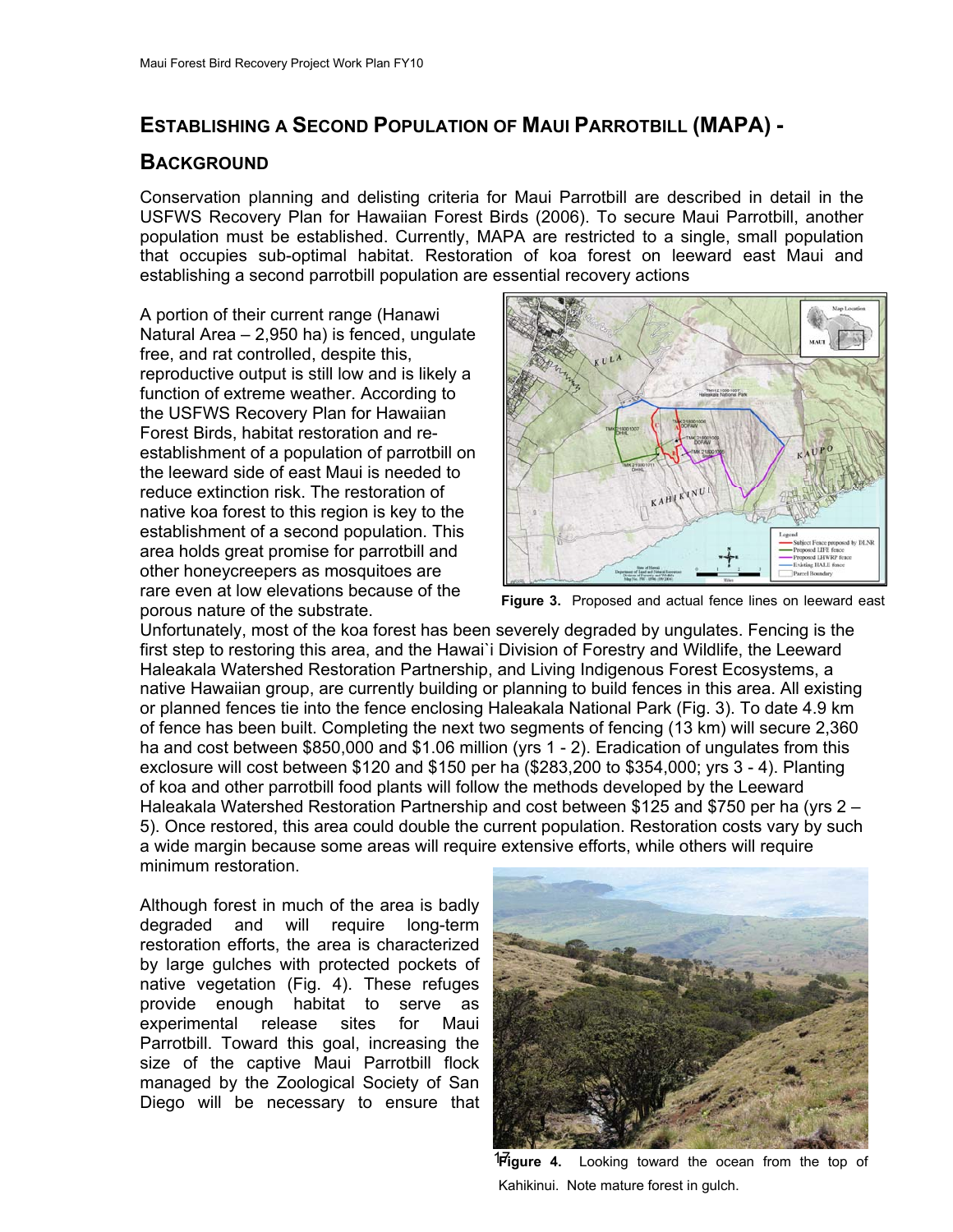## ESTABLISHING A SECOND POPULATION OF MAUI PARROTBILL (MAPA) - BACKGROUND

Conservation planning and delisting criteria for Maui Parrotbill are described in detail in the USFWS Recovery Plan for Hawaiian Forest Birds (2006). To secure Maui Parrotbill, another population must be established. Currently, MAPA are restricted to a single, small population that occupies sub-optimal habitat. Restoration of koa forest on leeward east Maui and establishing a second parrotbill population are essential recovery actions

A portion of their current range (Hanawi Natural Area – 2,950 ha) is fenced, ungulate free, and rat controlled, despite this, reproductive output is still low and is likely a function of extreme weather. According to the USFWS Recovery Plan for Hawaiian Forest Birds, habitat restoration and re-establishment of a population of parrotbill on the leeward side of east Maui is needed to reduce extinction risk. The restoration of native koa forest to this region is key to the establishment of a second population. This area holds great promise for parrotbill and other honeycreepers as mosquitoes are rare even at low elevations because of the porous nature of the substrate. Unfortunately, most of the koa forest has been severely degraded by ungulates. Fencing is the first step to restoring this area, and the Hawai`i Division of Forestry and Wildlife, the Leeward Haleakala Watershed Restoration Partnership, and Living Indigenous Forest Ecosystems, a native Hawaiian group, are currently building or planning to build fences in this area. All existing or planned fences tie into the fence enclosing Haleakala National Park (Fig. 3). To date 4.9 km of fence has been built. Completing the next two segments of fencing (13 km) will secure 2,360 ha and cost between $850,000 and $1.06 million (yrs 1 - 2). Eradication of ungulates from this exclosure will cost between $120 and $150 per ha ($283,200 to $354,000; yrs 3 - 4). Planting of koa and other parrotbill food plants will follow the methods developed by the Leeward Haleakala Watershed Restoration Partnership and cost between $125 and $750 per ha (yrs 2 – 5). Once restored, this area could double the current population. Restoration costs vary by such a wide margin because some areas will require extensive efforts, while others will require minimum restoration.

**Figure 3.** Proposed and actual fence lines on leeward east

Although forest in much of the area is badly degraded and will require long-term restoration efforts, the area is characterized by large gulches with protected pockets of native vegetation (Fig. 4). These refuges provide enough habitat to serve as experimental release sites for Maui Parrotbill. Toward this goal, increasing the size of the captive Maui Parrotbill flock managed by the Zoological Society of San Diego will be necessary to ensure that

**Figure 4.** Looking toward the ocean from the top of Kahikinui. Note mature forest in gulch.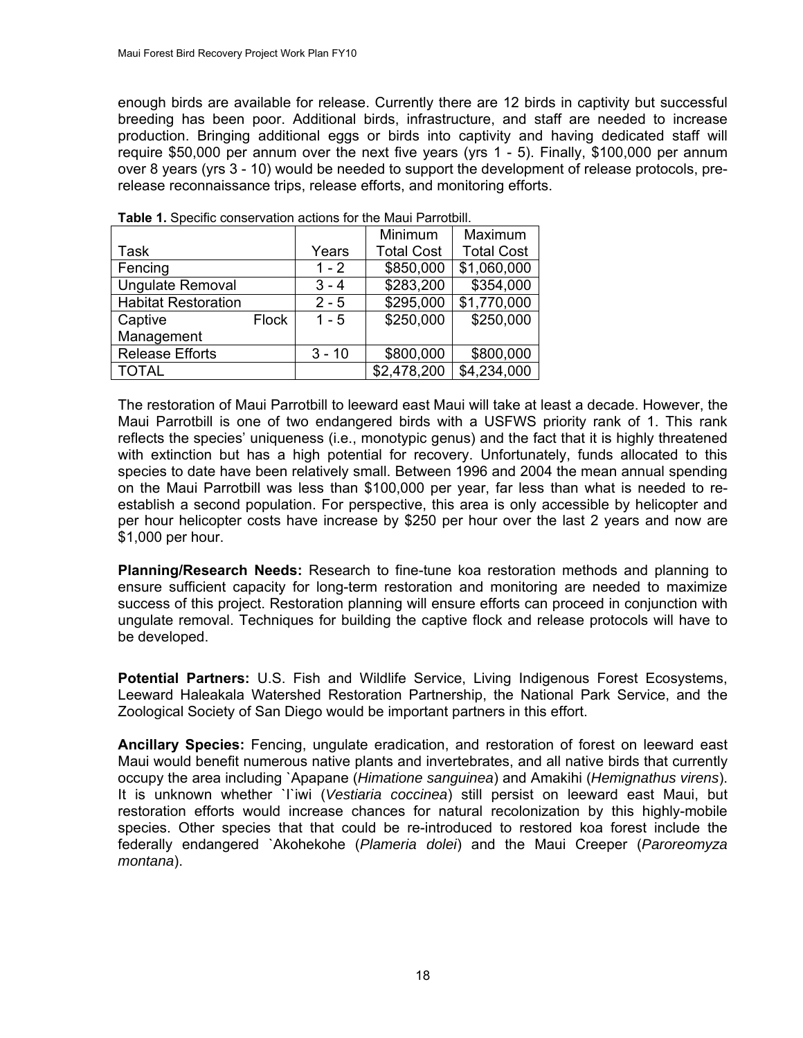enough birds are available for release. Currently there are 12 birds in captivity but successful breeding has been poor. Additional birds, infrastructure, and staff are needed to increase production. Bringing additional eggs or birds into captivity and having dedicated staff will require $50,000 per annum over the next five years (yrs 1 - 5). Finally, $100,000 per annum over 8 years (yrs 3 - 10) would be needed to support the development of release protocols, pre-release reconnaissance trips, release efforts, and monitoring efforts.

**Table 1.** Specific conservation actions for the Maui Parrotbill.

| Task | Years | Minimum Total Cost | Maximum Total Cost |
|---|---|---|---|
| Fencing | 1 - 2 | $850,000 | $1,060,000 |
| Ungulate Removal | 3 - 4 | $283,200 | $354,000 |
| Habitat Restoration | 2 - 5 | $295,000 | $1,770,000 |
| Captive Flock Management | 1 - 5 | $250,000 | $250,000 |
| Release Efforts | 3 - 10 | $800,000 | $800,000 |
| TOTAL | | $2,478,200 | $4,234,000 |

The restoration of Maui Parrotbill to leeward east Maui will take at least a decade. However, the Maui Parrotbill is one of two endangered birds with a USFWS priority rank of 1. This rank reflects the species' uniqueness (i.e., monotypic genus) and the fact that it is highly threatened with extinction but has a high potential for recovery. Unfortunately, funds allocated to this species to date have been relatively small. Between 1996 and 2004 the mean annual spending on the Maui Parrotbill was less than $100,000 per year, far less than what is needed to re-establish a second population. For perspective, this area is only accessible by helicopter and per hour helicopter costs have increase by $250 per hour over the last 2 years and now are $1,000 per hour.

**Planning/Research Needs:** Research to fine-tune koa restoration methods and planning to ensure sufficient capacity for long-term restoration and monitoring are needed to maximize success of this project. Restoration planning will ensure efforts can proceed in conjunction with ungulate removal. Techniques for building the captive flock and release protocols will have to be developed.

**Potential Partners:** U.S. Fish and Wildlife Service, Living Indigenous Forest Ecosystems, Leeward Haleakala Watershed Restoration Partnership, the National Park Service, and the Zoological Society of San Diego would be important partners in this effort.

**Ancillary Species:** Fencing, ungulate eradication, and restoration of forest on leeward east Maui would benefit numerous native plants and invertebrates, and all native birds that currently occupy the area including \`Apapane (*Himatione sanguinea*) and Amakihi (*Hemignathus virens*). It is unknown whether \`I\`iwi (*Vestiaria coccinea*) still persist on leeward east Maui, but restoration efforts would increase chances for natural recolonization by this highly-mobile species. Other species that that could be re-introduced to restored koa forest include the federally endangered \`Akohekohe (*Plameria dolei*) and the Maui Creeper (*Paroreomyza montana*).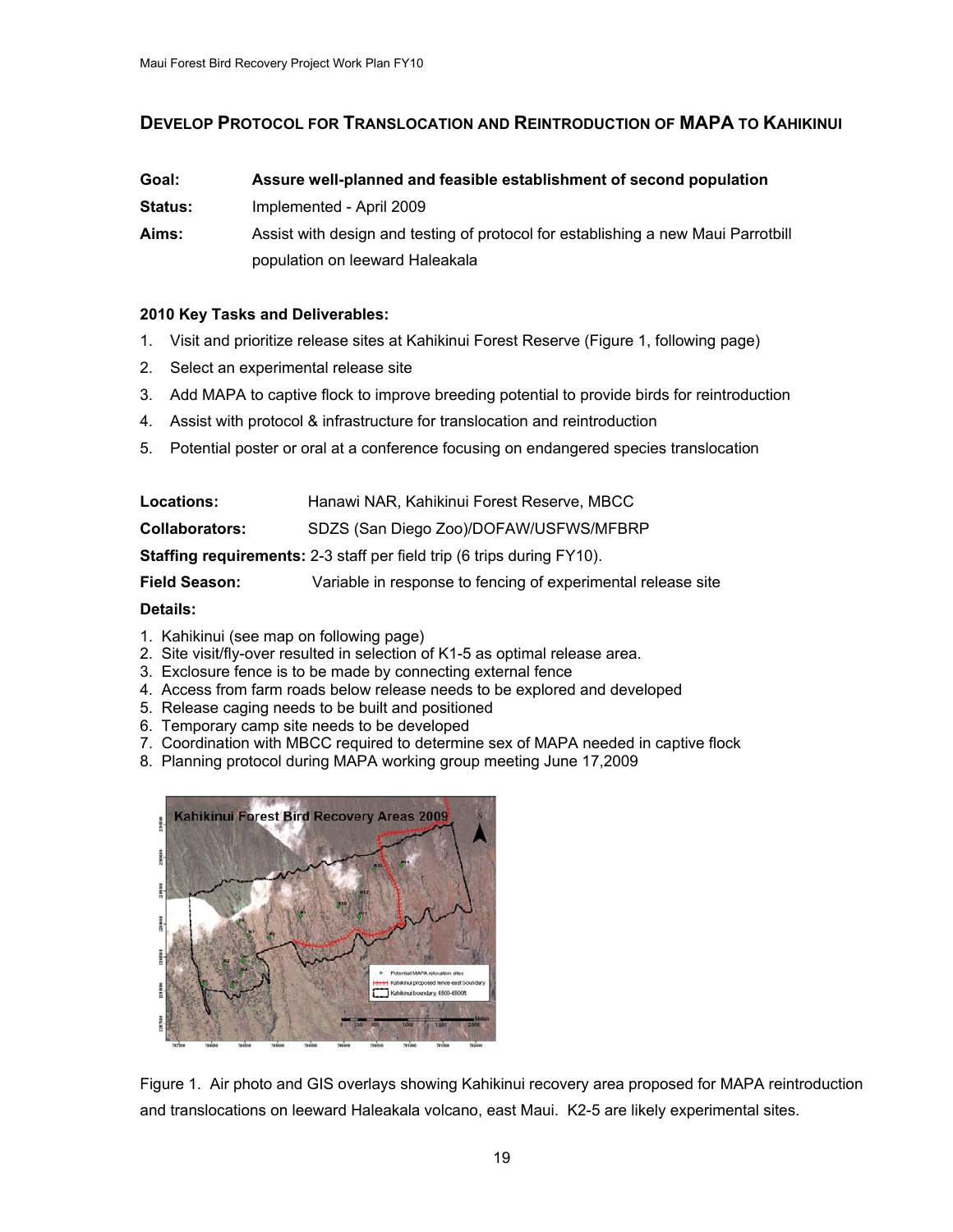## DEVELOP PROTOCOL FOR TRANSLOCATION AND REINTRODUCTION OF MAPA TO KAHIKINUI

**Goal:** **Assure well-planned and feasible establishment of second population**

**Status:** Implemented - April 2009

**Aims:** Assist with design and testing of protocol for establishing a new Maui Parrotbill population on leeward Haleakala

**2010 Key Tasks and Deliverables:**

1. Visit and prioritize release sites at Kahikinui Forest Reserve (Figure 1, following page)
2. Select an experimental release site
3. Add MAPA to captive flock to improve breeding potential to provide birds for reintroduction
4. Assist with protocol & infrastructure for translocation and reintroduction
5. Potential poster or oral at a conference focusing on endangered species translocation

**Locations:** Hanawi NAR, Kahikinui Forest Reserve, MBCC

**Collaborators:** SDZS (San Diego Zoo)/DOFAW/USFWS/MFBRP

**Staffing requirements:** 2-3 staff per field trip (6 trips during FY10).

**Field Season:** Variable in response to fencing of experimental release site

**Details:**

1. Kahikinui (see map on following page)
2. Site visit/fly-over resulted in selection of K1-5 as optimal release area.
3. Exclosure fence is to be made by connecting external fence
4. Access from farm roads below release needs to be explored and developed
5. Release caging needs to be built and positioned
6. Temporary camp site needs to be developed
7. Coordination with MBCC required to determine sex of MAPA needed in captive flock
8. Planning protocol during MAPA working group meeting June 17,2009

Figure 1. Air photo and GIS overlays showing Kahikinui recovery area proposed for MAPA reintroduction and translocations on leeward Haleakala volcano, east Maui. K2-5 are likely experimental sites.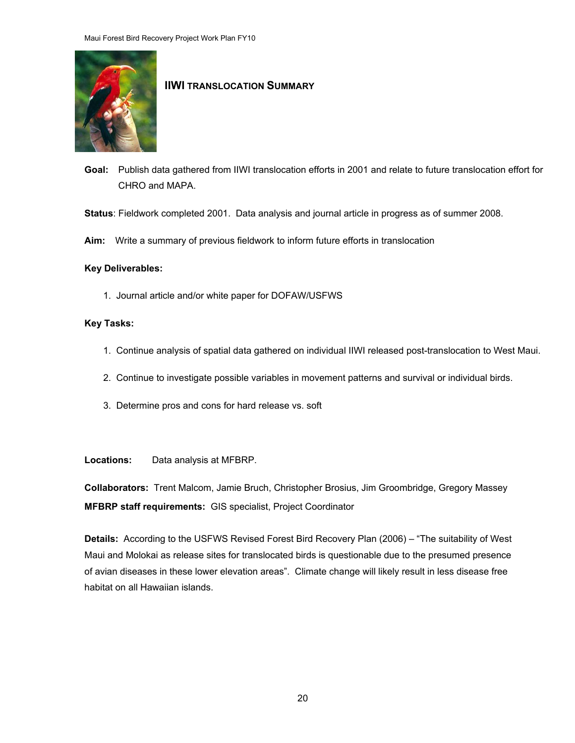## IIWI TRANSLOCATION SUMMARY

**Goal:** Publish data gathered from IIWI translocation efforts in 2001 and relate to future translocation effort for CHRO and MAPA.

**Status**: Fieldwork completed 2001. Data analysis and journal article in progress as of summer 2008.

**Aim:** Write a summary of previous fieldwork to inform future efforts in translocation

**Key Deliverables:**

1. Journal article and/or white paper for DOFAW/USFWS

**Key Tasks:**

1. Continue analysis of spatial data gathered on individual IIWI released post-translocation to West Maui.
2. Continue to investigate possible variables in movement patterns and survival or individual birds.
3. Determine pros and cons for hard release vs. soft

**Locations:** Data analysis at MFBRP.

**Collaborators:** Trent Malcom, Jamie Bruch, Christopher Brosius, Jim Groombridge, Gregory Massey

**MFBRP staff requirements:** GIS specialist, Project Coordinator

**Details:** According to the USFWS Revised Forest Bird Recovery Plan (2006) – "The suitability of West Maui and Molokai as release sites for translocated birds is questionable due to the presumed presence of avian diseases in these lower elevation areas". Climate change will likely result in less disease free habitat on all Hawaiian islands.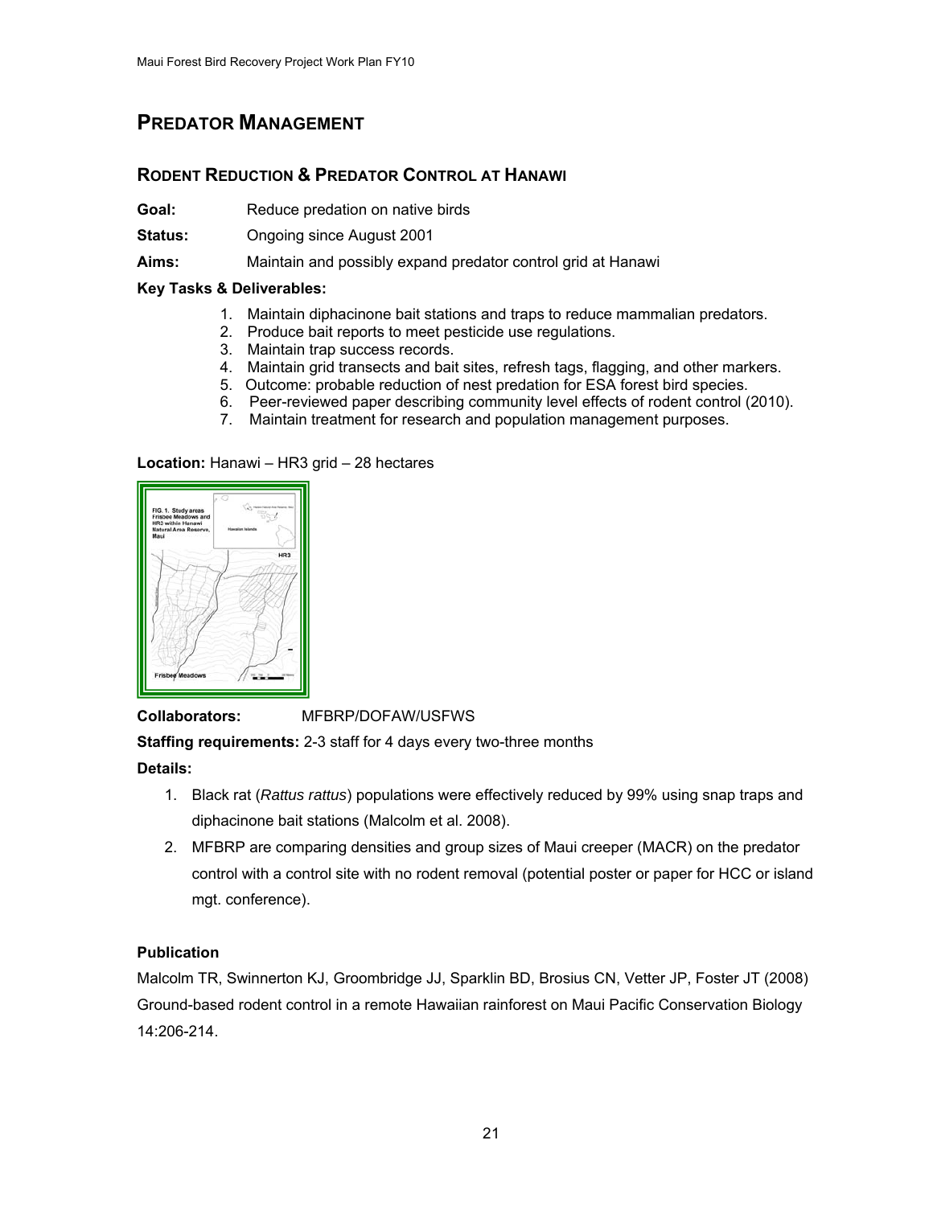## PREDATOR MANAGEMENT

### RODENT REDUCTION & PREDATOR CONTROL AT HANAWI

**Goal:** Reduce predation on native birds

**Status:** Ongoing since August 2001

**Aims:** Maintain and possibly expand predator control grid at Hanawi

**Key Tasks & Deliverables:**

1. Maintain diphacinone bait stations and traps to reduce mammalian predators.
2. Produce bait reports to meet pesticide use regulations.
3. Maintain trap success records.
4. Maintain grid transects and bait sites, refresh tags, flagging, and other markers.
5. Outcome: probable reduction of nest predation for ESA forest bird species.
6. Peer-reviewed paper describing community level effects of rodent control (2010).
7. Maintain treatment for research and population management purposes.

**Location:** Hanawi – HR3 grid – 28 hectares

FIG. 1. Study areas Frisbee Meadows and HR3 within Hanawi Natural Area Reserve, Maui

**Collaborators:** MFBRP/DOFAW/USFWS

**Staffing requirements:** 2-3 staff for 4 days every two-three months

**Details:**

1. Black rat (*Rattus rattus*) populations were effectively reduced by 99% using snap traps and diphacinone bait stations (Malcolm et al. 2008).
2. MFBRP are comparing densities and group sizes of Maui creeper (MACR) on the predator control with a control site with no rodent removal (potential poster or paper for HCC or island mgt. conference).

**Publication**

Malcolm TR, Swinnerton KJ, Groombridge JJ, Sparklin BD, Brosius CN, Vetter JP, Foster JT (2008) Ground-based rodent control in a remote Hawaiian rainforest on Maui Pacific Conservation Biology 14:206-214.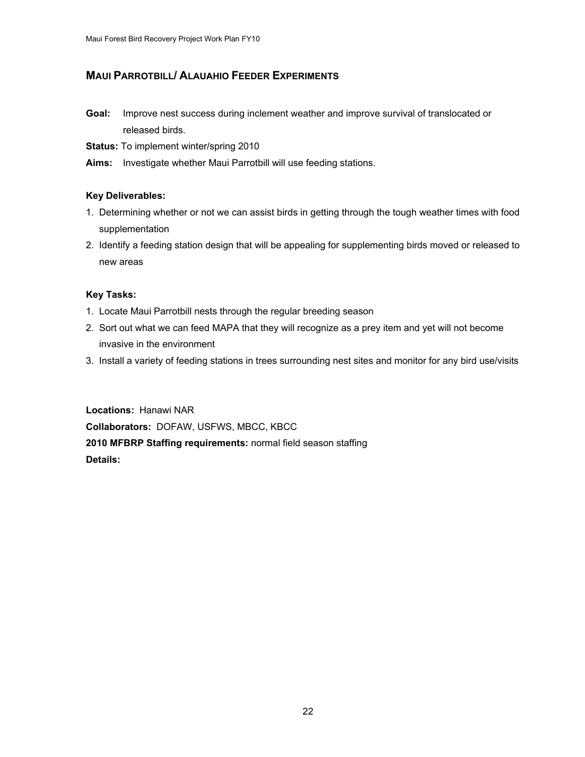## Maui Parrotbill/ Alauahio Feeder Experiments

**Goal:** Improve nest success during inclement weather and improve survival of translocated or released birds.

**Status:** To implement winter/spring 2010

**Aims:** Investigate whether Maui Parrotbill will use feeding stations.

**Key Deliverables:**

1. Determining whether or not we can assist birds in getting through the tough weather times with food supplementation
2. Identify a feeding station design that will be appealing for supplementing birds moved or released to new areas

**Key Tasks:**

1. Locate Maui Parrotbill nests through the regular breeding season
2. Sort out what we can feed MAPA that they will recognize as a prey item and yet will not become invasive in the environment
3. Install a variety of feeding stations in trees surrounding nest sites and monitor for any bird use/visits

**Locations:** Hanawi NAR

**Collaborators:** DOFAW, USFWS, MBCC, KBCC

**2010 MFBRP Staffing requirements:** normal field season staffing

**Details:**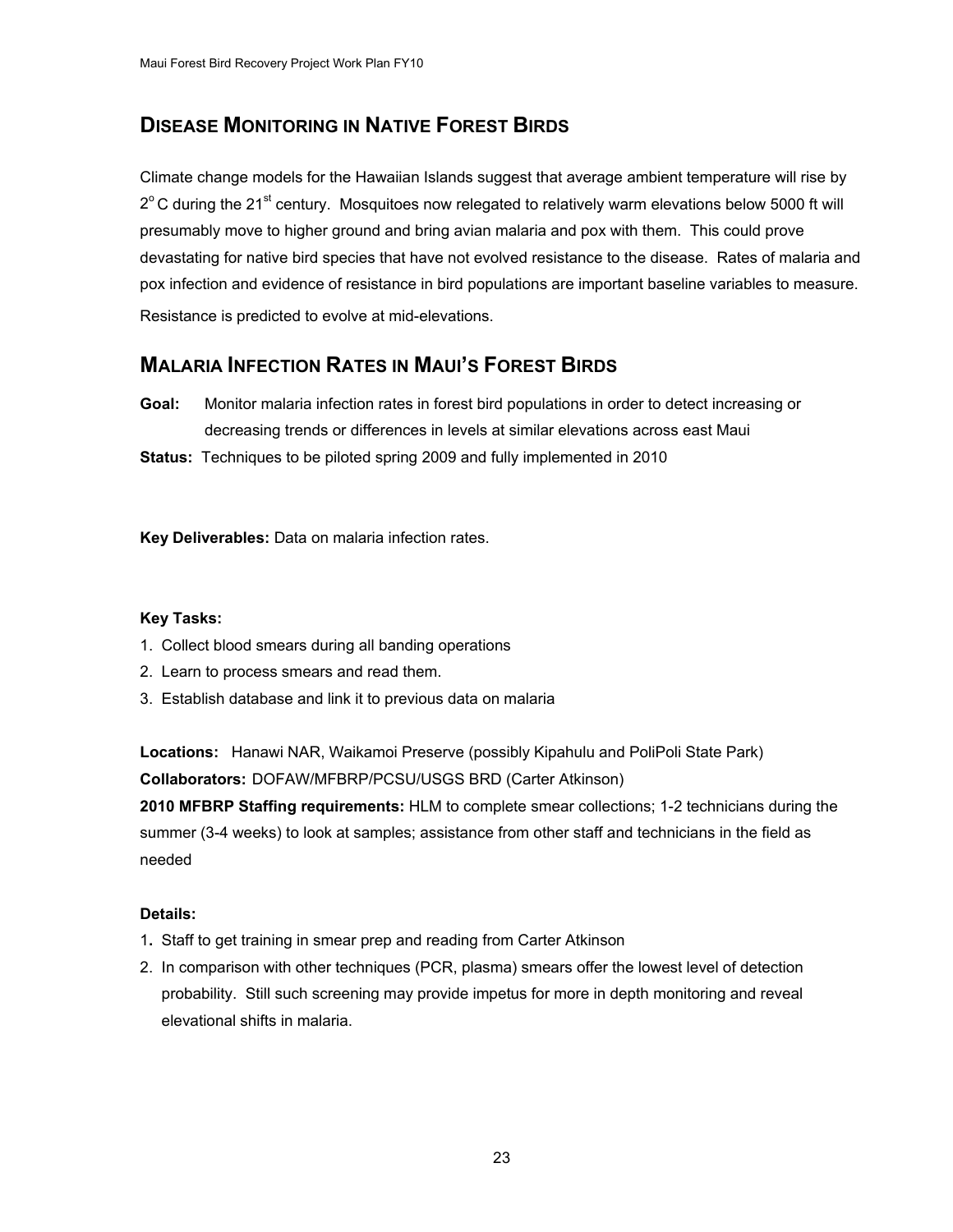## DISEASE MONITORING IN NATIVE FOREST BIRDS

Climate change models for the Hawaiian Islands suggest that average ambient temperature will rise by $2^{o}$ C during the $21^{st}$ century. Mosquitoes now relegated to relatively warm elevations below 5000 ft will presumably move to higher ground and bring avian malaria and pox with them. This could prove devastating for native bird species that have not evolved resistance to the disease. Rates of malaria and pox infection and evidence of resistance in bird populations are important baseline variables to measure. Resistance is predicted to evolve at mid-elevations.

## MALARIA INFECTION RATES IN MAUI'S FOREST BIRDS

**Goal:** Monitor malaria infection rates in forest bird populations in order to detect increasing or decreasing trends or differences in levels at similar elevations across east Maui

**Status:** Techniques to be piloted spring 2009 and fully implemented in 2010

**Key Deliverables:** Data on malaria infection rates.

**Key Tasks:**

1. Collect blood smears during all banding operations
2. Learn to process smears and read them.
3. Establish database and link it to previous data on malaria

**Locations:** Hanawi NAR, Waikamoi Preserve (possibly Kipahulu and PoliPoli State Park)

**Collaborators:** DOFAW/MFBRP/PCSU/USGS BRD (Carter Atkinson)

**2010 MFBRP Staffing requirements:** HLM to complete smear collections; 1-2 technicians during the summer (3-4 weeks) to look at samples; assistance from other staff and technicians in the field as needed

**Details:**

1. Staff to get training in smear prep and reading from Carter Atkinson
2. In comparison with other techniques (PCR, plasma) smears offer the lowest level of detection probability. Still such screening may provide impetus for more in depth monitoring and reveal elevational shifts in malaria.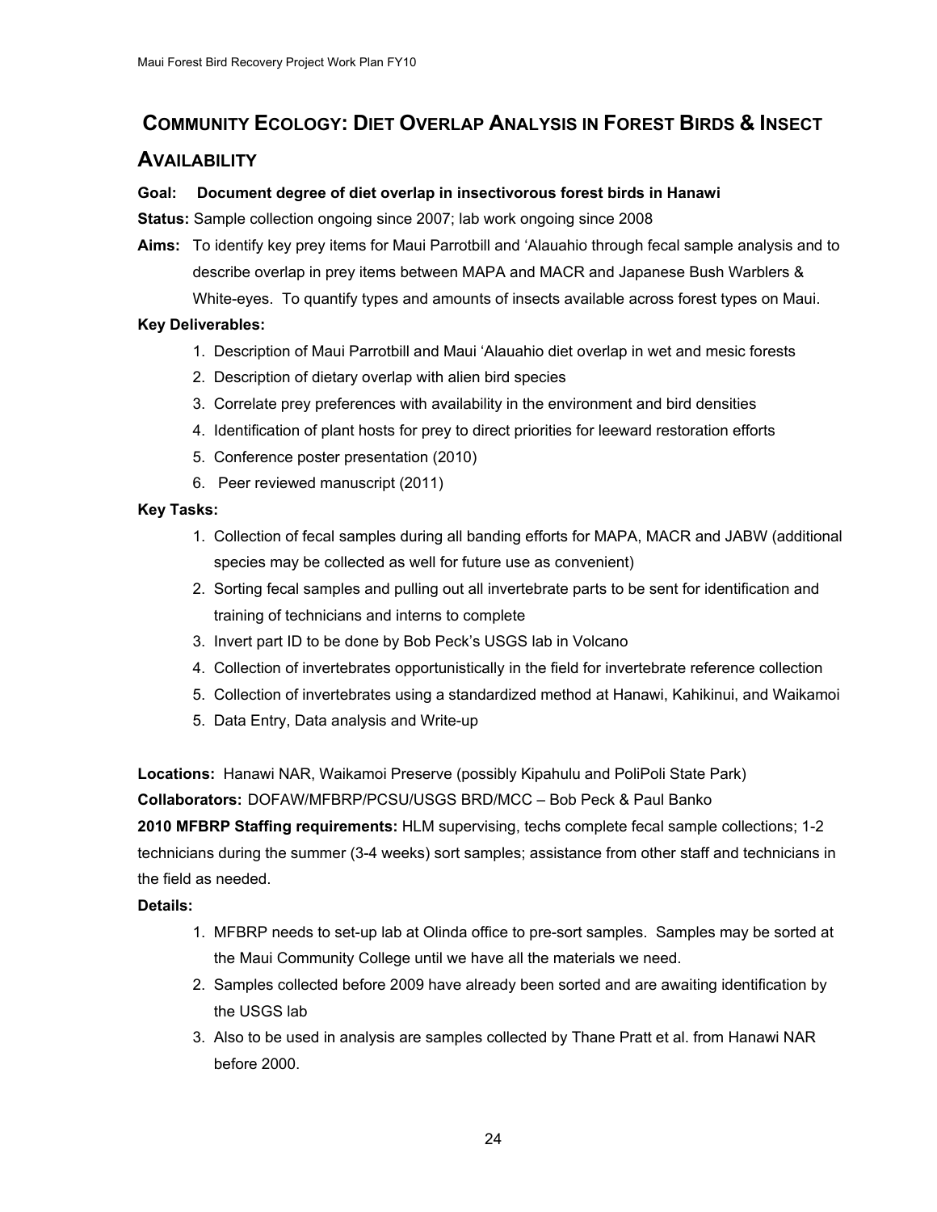## COMMUNITY ECOLOGY: DIET OVERLAP ANALYSIS IN FOREST BIRDS & INSECT AVAILABILITY

**Goal: Document degree of diet overlap in insectivorous forest birds in Hanawi**

**Status:** Sample collection ongoing since 2007; lab work ongoing since 2008

**Aims:** To identify key prey items for Maui Parrotbill and ʻAlauahio through fecal sample analysis and to describe overlap in prey items between MAPA and MACR and Japanese Bush Warblers & White-eyes. To quantify types and amounts of insects available across forest types on Maui.

**Key Deliverables:**

1. Description of Maui Parrotbill and Maui ʻAlauahio diet overlap in wet and mesic forests
2. Description of dietary overlap with alien bird species
3. Correlate prey preferences with availability in the environment and bird densities
4. Identification of plant hosts for prey to direct priorities for leeward restoration efforts
5. Conference poster presentation (2010)
6. Peer reviewed manuscript (2011)

**Key Tasks:**

1. Collection of fecal samples during all banding efforts for MAPA, MACR and JABW (additional species may be collected as well for future use as convenient)
2. Sorting fecal samples and pulling out all invertebrate parts to be sent for identification and training of technicians and interns to complete
3. Invert part ID to be done by Bob Peck's USGS lab in Volcano
4. Collection of invertebrates opportunistically in the field for invertebrate reference collection
5. Collection of invertebrates using a standardized method at Hanawi, Kahikinui, and Waikamoi
5. Data Entry, Data analysis and Write-up

**Locations:** Hanawi NAR, Waikamoi Preserve (possibly Kipahulu and PoliPoli State Park)

**Collaborators:** DOFAW/MFBRP/PCSU/USGS BRD/MCC – Bob Peck & Paul Banko

**2010 MFBRP Staffing requirements:** HLM supervising, techs complete fecal sample collections; 1-2 technicians during the summer (3-4 weeks) sort samples; assistance from other staff and technicians in the field as needed.

**Details:**

1. MFBRP needs to set-up lab at Olinda office to pre-sort samples. Samples may be sorted at the Maui Community College until we have all the materials we need.
2. Samples collected before 2009 have already been sorted and are awaiting identification by the USGS lab
3. Also to be used in analysis are samples collected by Thane Pratt et al. from Hanawi NAR before 2000.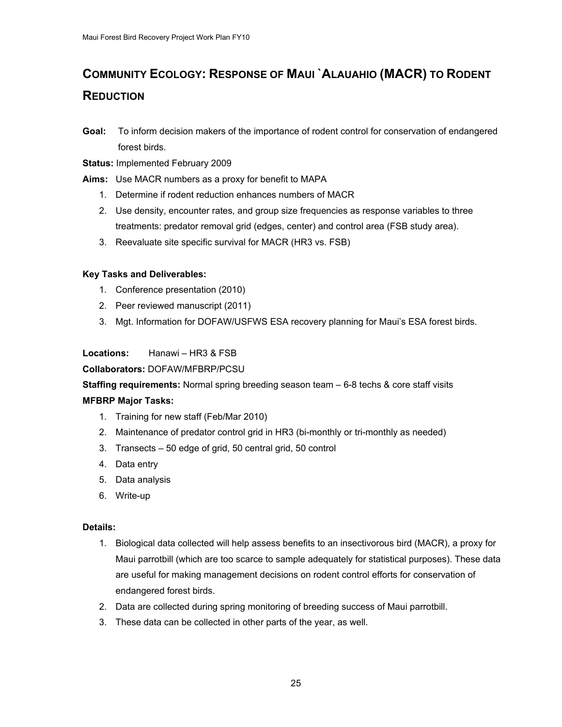## Community Ecology: Response of Maui `Alauahio (MACR) to Rodent Reduction

**Goal:** To inform decision makers of the importance of rodent control for conservation of endangered forest birds.

**Status:** Implemented February 2009

**Aims:** Use MACR numbers as a proxy for benefit to MAPA

1. Determine if rodent reduction enhances numbers of MACR
2. Use density, encounter rates, and group size frequencies as response variables to three treatments: predator removal grid (edges, center) and control area (FSB study area).
3. Reevaluate site specific survival for MACR (HR3 vs. FSB)

**Key Tasks and Deliverables:**

1. Conference presentation (2010)
2. Peer reviewed manuscript (2011)
3. Mgt. Information for DOFAW/USFWS ESA recovery planning for Maui's ESA forest birds.

**Locations:** Hanawi – HR3 & FSB

**Collaborators:** DOFAW/MFBRP/PCSU

**Staffing requirements:** Normal spring breeding season team – 6-8 techs & core staff visits

**MFBRP Major Tasks:**

1. Training for new staff (Feb/Mar 2010)
2. Maintenance of predator control grid in HR3 (bi-monthly or tri-monthly as needed)
3. Transects – 50 edge of grid, 50 central grid, 50 control
4. Data entry
5. Data analysis
6. Write-up

**Details:**

1. Biological data collected will help assess benefits to an insectivorous bird (MACR), a proxy for Maui parrotbill (which are too scarce to sample adequately for statistical purposes). These data are useful for making management decisions on rodent control efforts for conservation of endangered forest birds.
2. Data are collected during spring monitoring of breeding success of Maui parrotbill.
3. These data can be collected in other parts of the year, as well.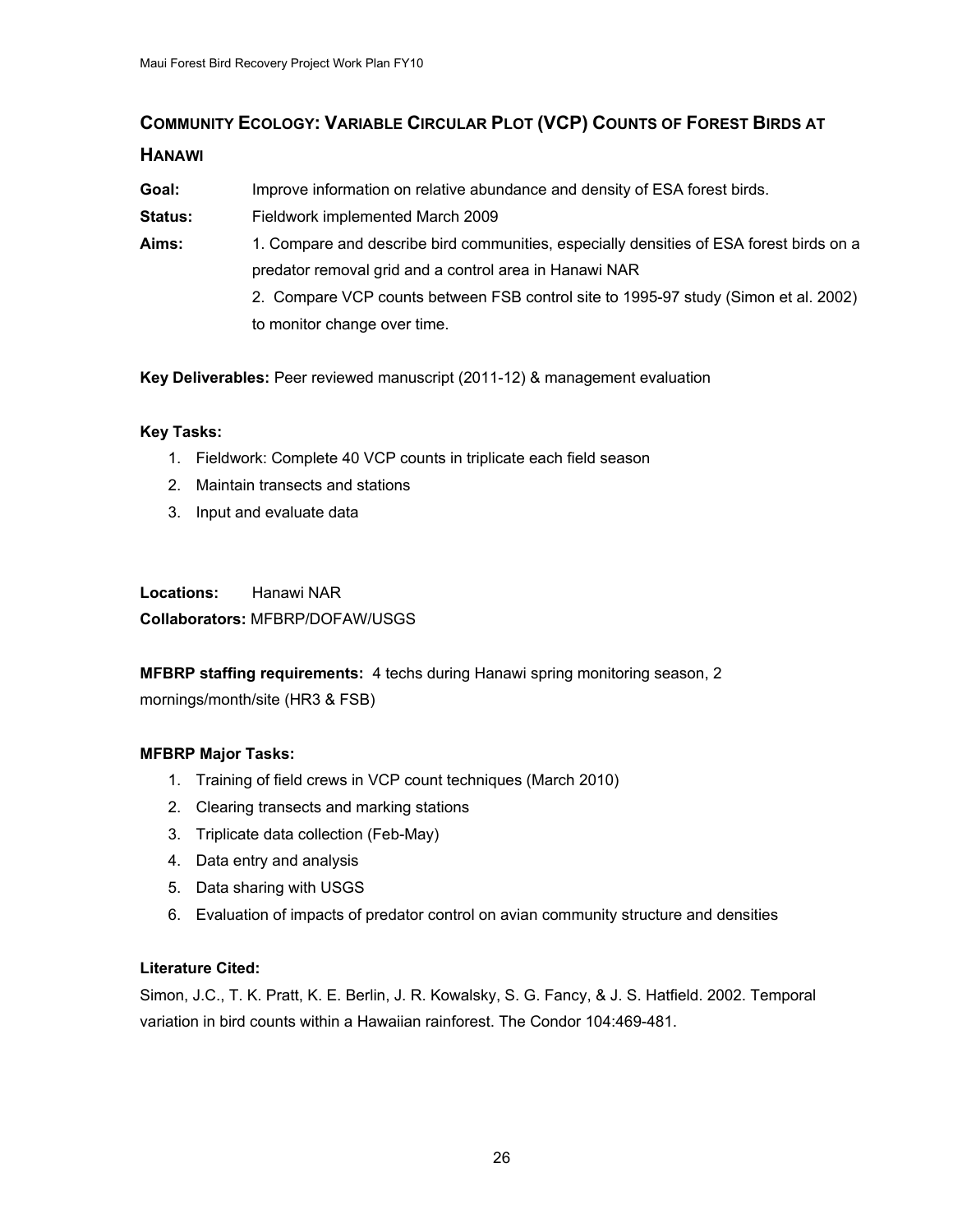## Community Ecology: Variable Circular Plot (VCP) Counts of Forest Birds at Hanawi

**Goal:** Improve information on relative abundance and density of ESA forest birds.

**Status:** Fieldwork implemented March 2009

**Aims:** 1. Compare and describe bird communities, especially densities of ESA forest birds on a predator removal grid and a control area in Hanawi NAR

2. Compare VCP counts between FSB control site to 1995-97 study (Simon et al. 2002) to monitor change over time.

**Key Deliverables:** Peer reviewed manuscript (2011-12) & management evaluation

**Key Tasks:**

1. Fieldwork: Complete 40 VCP counts in triplicate each field season
2. Maintain transects and stations
3. Input and evaluate data

**Locations:** Hanawi NAR

**Collaborators:** MFBRP/DOFAW/USGS

**MFBRP staffing requirements:** 4 techs during Hanawi spring monitoring season, 2 mornings/month/site (HR3 & FSB)

**MFBRP Major Tasks:**

1. Training of field crews in VCP count techniques (March 2010)
2. Clearing transects and marking stations
3. Triplicate data collection (Feb-May)
4. Data entry and analysis
5. Data sharing with USGS
6. Evaluation of impacts of predator control on avian community structure and densities

**Literature Cited:**

Simon, J.C., T. K. Pratt, K. E. Berlin, J. R. Kowalsky, S. G. Fancy, & J. S. Hatfield. 2002. Temporal variation in bird counts within a Hawaiian rainforest. The Condor 104:469-481.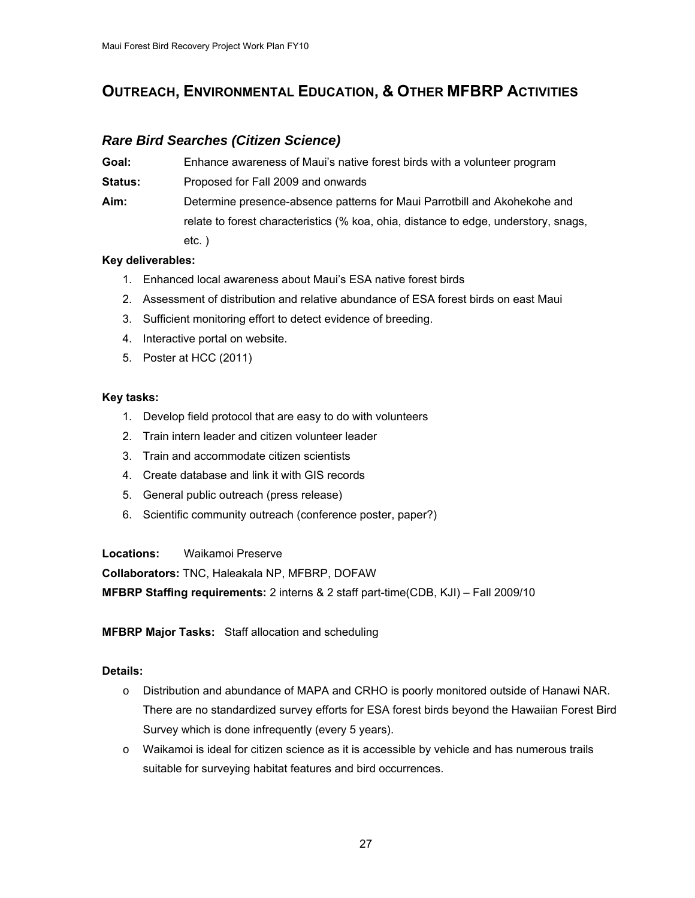## OUTREACH, ENVIRONMENTAL EDUCATION, & OTHER MFBRP ACTIVITIES

### *Rare Bird Searches (Citizen Science)*

**Goal:** Enhance awareness of Maui's native forest birds with a volunteer program

**Status:** Proposed for Fall 2009 and onwards

**Aim:** Determine presence-absence patterns for Maui Parrotbill and Akohekohe and relate to forest characteristics (% koa, ohia, distance to edge, understory, snags, etc. )

**Key deliverables:**

1. Enhanced local awareness about Maui's ESA native forest birds
2. Assessment of distribution and relative abundance of ESA forest birds on east Maui
3. Sufficient monitoring effort to detect evidence of breeding.
4. Interactive portal on website.
5. Poster at HCC (2011)

**Key tasks:**

1. Develop field protocol that are easy to do with volunteers
2. Train intern leader and citizen volunteer leader
3. Train and accommodate citizen scientists
4. Create database and link it with GIS records
5. General public outreach (press release)
6. Scientific community outreach (conference poster, paper?)

**Locations:** Waikamoi Preserve

**Collaborators:** TNC, Haleakala NP, MFBRP, DOFAW

**MFBRP Staffing requirements:** 2 interns & 2 staff part-time(CDB, KJI) – Fall 2009/10

**MFBRP Major Tasks:** Staff allocation and scheduling

**Details:**

- Distribution and abundance of MAPA and CRHO is poorly monitored outside of Hanawi NAR. There are no standardized survey efforts for ESA forest birds beyond the Hawaiian Forest Bird Survey which is done infrequently (every 5 years).
- Waikamoi is ideal for citizen science as it is accessible by vehicle and has numerous trails suitable for surveying habitat features and bird occurrences.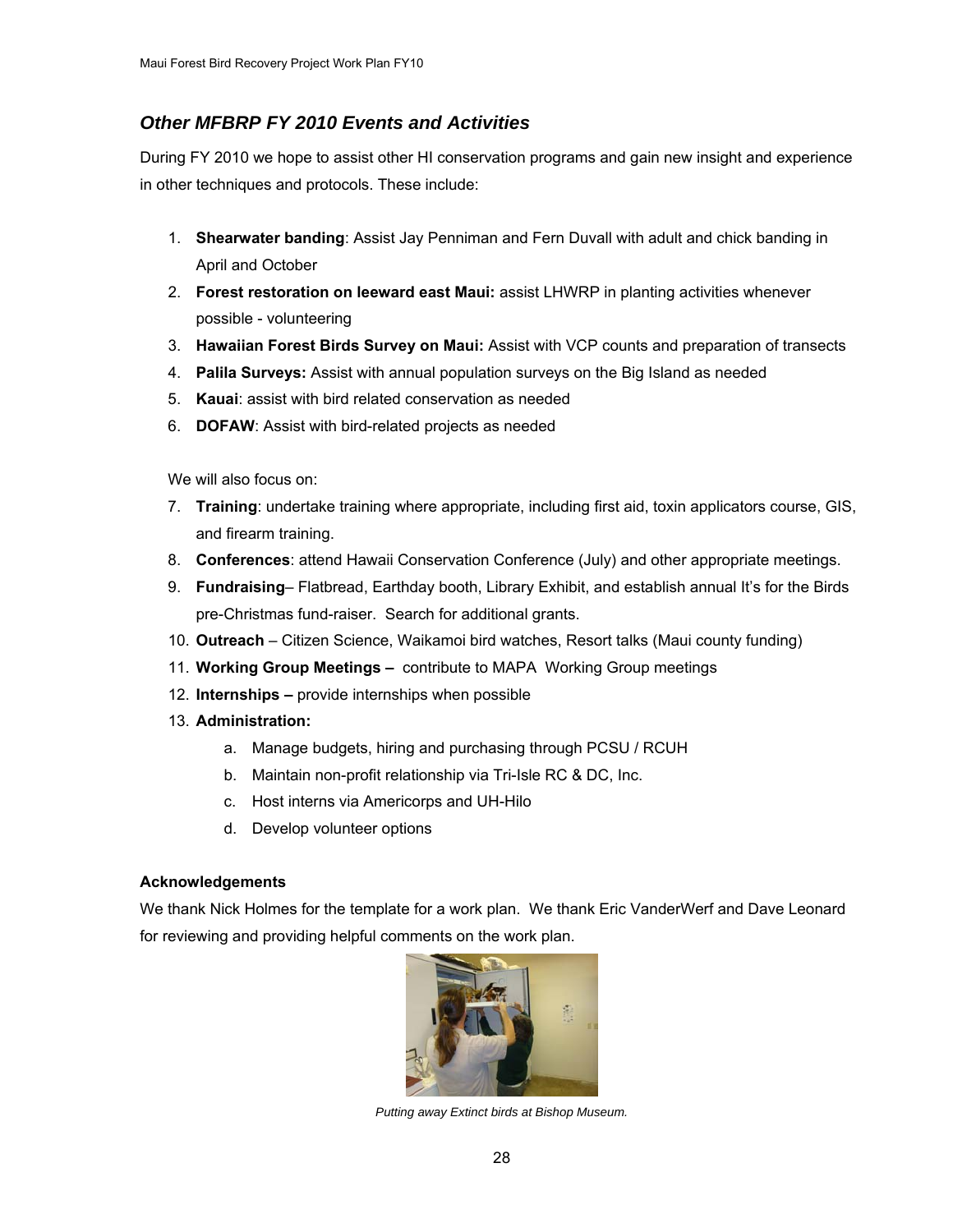## *Other MFBRP FY 2010 Events and Activities*

During FY 2010 we hope to assist other HI conservation programs and gain new insight and experience in other techniques and protocols. These include:

1. **Shearwater banding**: Assist Jay Penniman and Fern Duvall with adult and chick banding in April and October
2. **Forest restoration on leeward east Maui:** assist LHWRP in planting activities whenever possible - volunteering
3. **Hawaiian Forest Birds Survey on Maui:** Assist with VCP counts and preparation of transects
4. **Palila Surveys:** Assist with annual population surveys on the Big Island as needed
5. **Kauai**: assist with bird related conservation as needed
6. **DOFAW**: Assist with bird-related projects as needed

We will also focus on:

7. **Training**: undertake training where appropriate, including first aid, toxin applicators course, GIS, and firearm training.
8. **Conferences**: attend Hawaii Conservation Conference (July) and other appropriate meetings.
9. **Fundraising**– Flatbread, Earthday booth, Library Exhibit, and establish annual It's for the Birds pre-Christmas fund-raiser. Search for additional grants.
10. **Outreach** – Citizen Science, Waikamoi bird watches, Resort talks (Maui county funding)
11. **Working Group Meetings –** contribute to MAPA Working Group meetings
12. **Internships –** provide internships when possible
13. **Administration:**
    a. Manage budgets, hiring and purchasing through PCSU / RCUH
    b. Maintain non-profit relationship via Tri-Isle RC & DC, Inc.
    c. Host interns via Americorps and UH-Hilo
    d. Develop volunteer options

**Acknowledgements**

We thank Nick Holmes for the template for a work plan. We thank Eric VanderWerf and Dave Leonard for reviewing and providing helpful comments on the work plan.

*Putting away Extinct birds at Bishop Museum.*